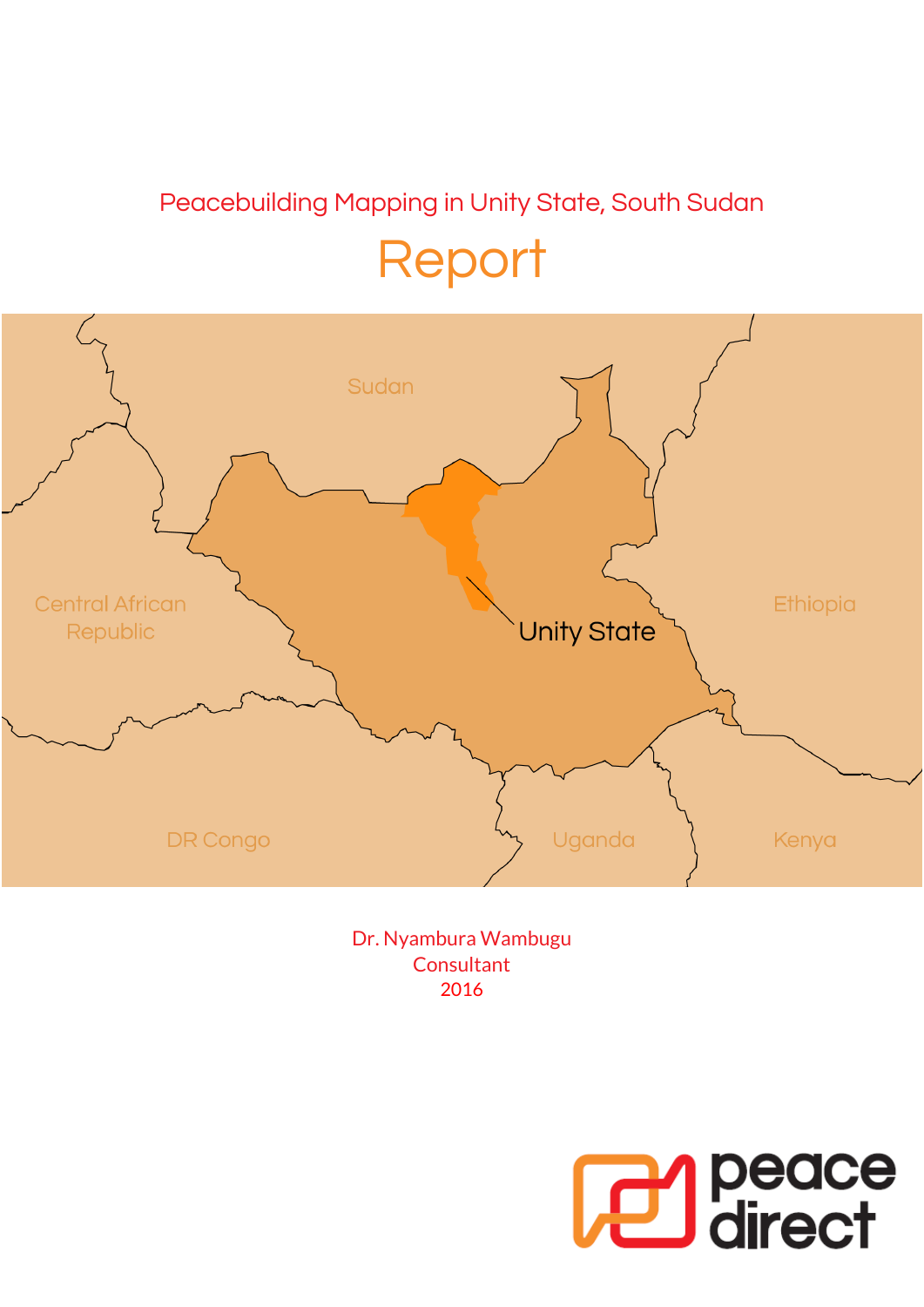Peacebuilding Mapping in Unity State, South Sudan

# Report

Dr. Nyambura Wambugu
Consultant
2016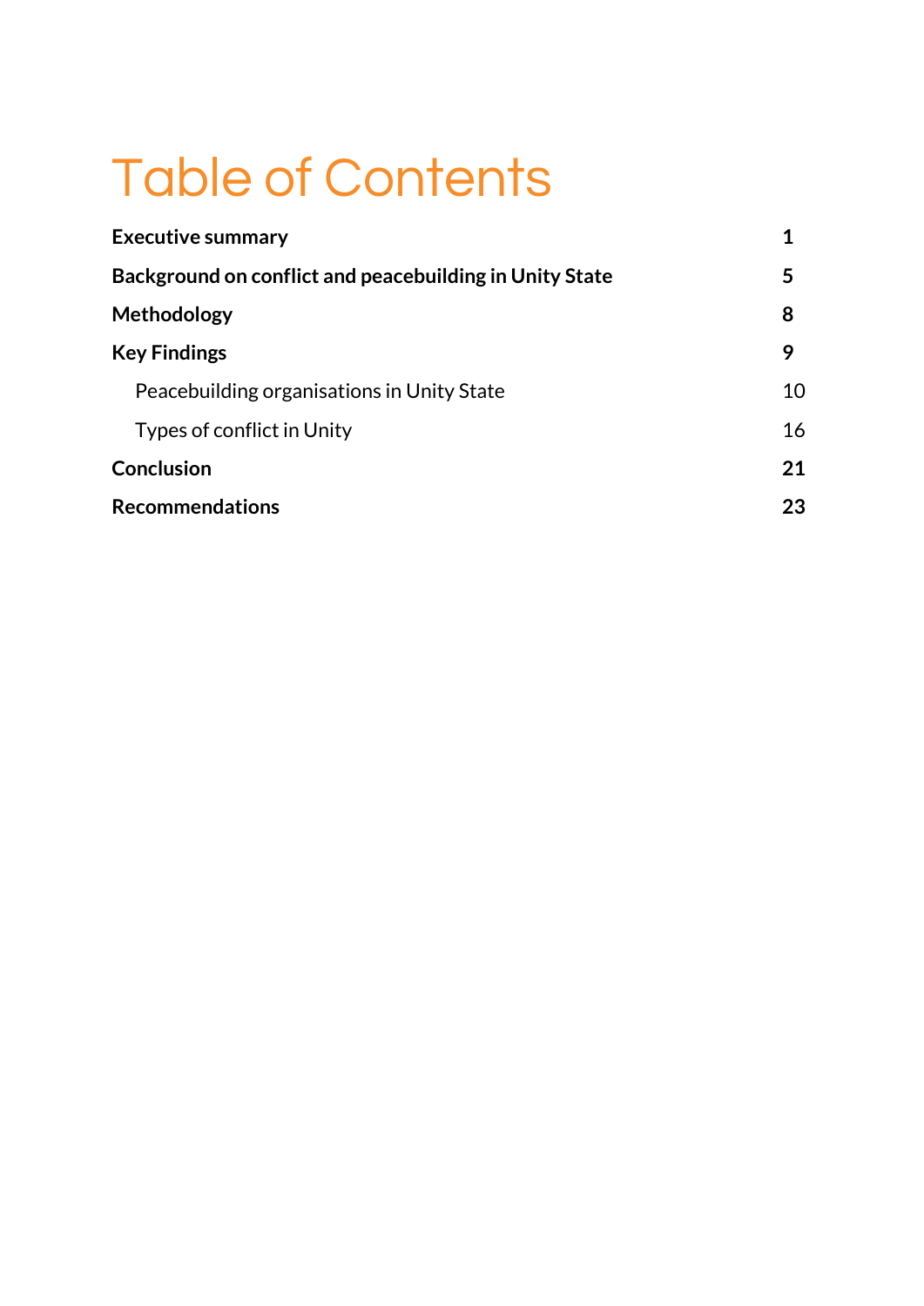# Table of Contents

| | |
|---|---|
| **Executive summary** | **1** |
| **Background on conflict and peacebuilding in Unity State** | **5** |
| **Methodology** | **8** |
| **Key Findings** | **9** |
| Peacebuilding organisations in Unity State | 10 |
| Types of conflict in Unity | 16 |
| **Conclusion** | **21** |
| **Recommendations** | **23** |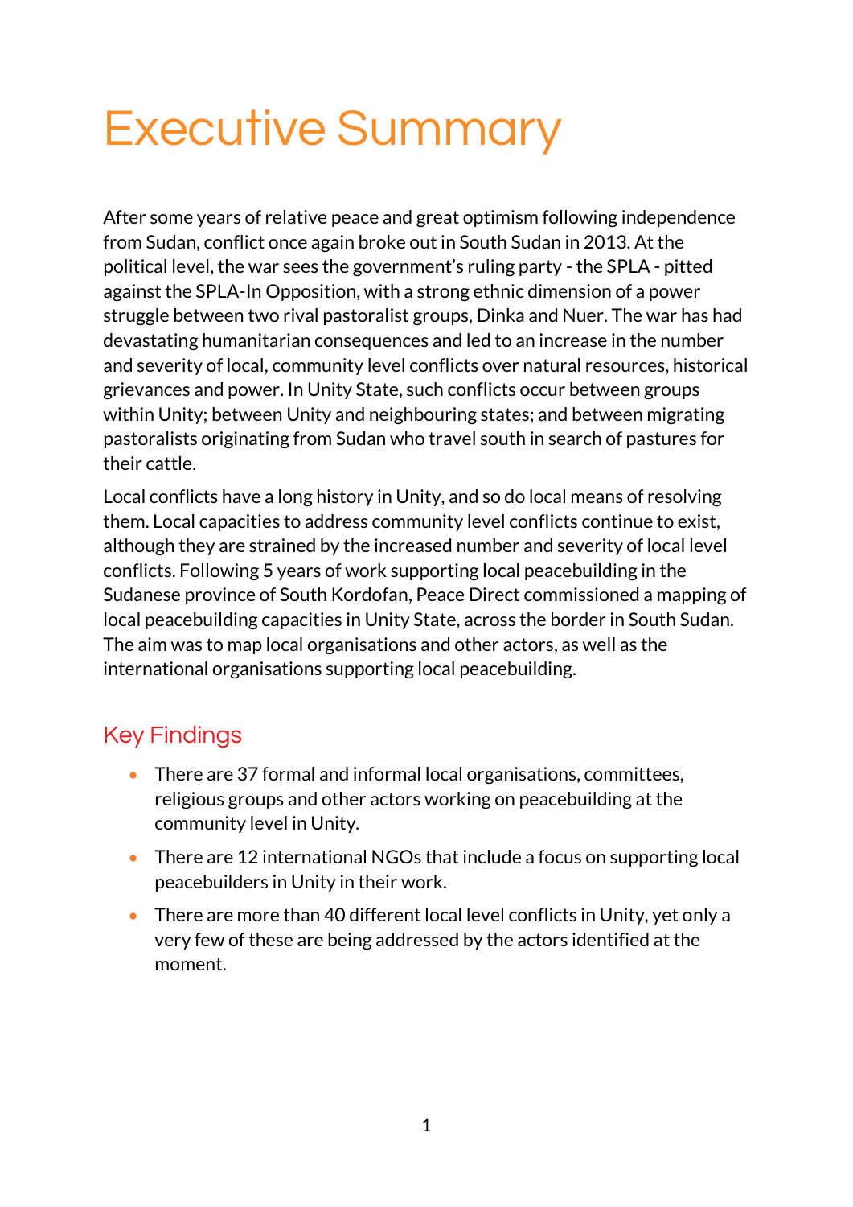# Executive Summary

After some years of relative peace and great optimism following independence from Sudan, conflict once again broke out in South Sudan in 2013. At the political level, the war sees the government's ruling party - the SPLA - pitted against the SPLA-In Opposition, with a strong ethnic dimension of a power struggle between two rival pastoralist groups, Dinka and Nuer. The war has had devastating humanitarian consequences and led to an increase in the number and severity of local, community level conflicts over natural resources, historical grievances and power. In Unity State, such conflicts occur between groups within Unity; between Unity and neighbouring states; and between migrating pastoralists originating from Sudan who travel south in search of pastures for their cattle.

Local conflicts have a long history in Unity, and so do local means of resolving them. Local capacities to address community level conflicts continue to exist, although they are strained by the increased number and severity of local level conflicts. Following 5 years of work supporting local peacebuilding in the Sudanese province of South Kordofan, Peace Direct commissioned a mapping of local peacebuilding capacities in Unity State, across the border in South Sudan. The aim was to map local organisations and other actors, as well as the international organisations supporting local peacebuilding.

## Key Findings

- There are 37 formal and informal local organisations, committees, religious groups and other actors working on peacebuilding at the community level in Unity.
- There are 12 international NGOs that include a focus on supporting local peacebuilders in Unity in their work.
- There are more than 40 different local level conflicts in Unity, yet only a very few of these are being addressed by the actors identified at the moment.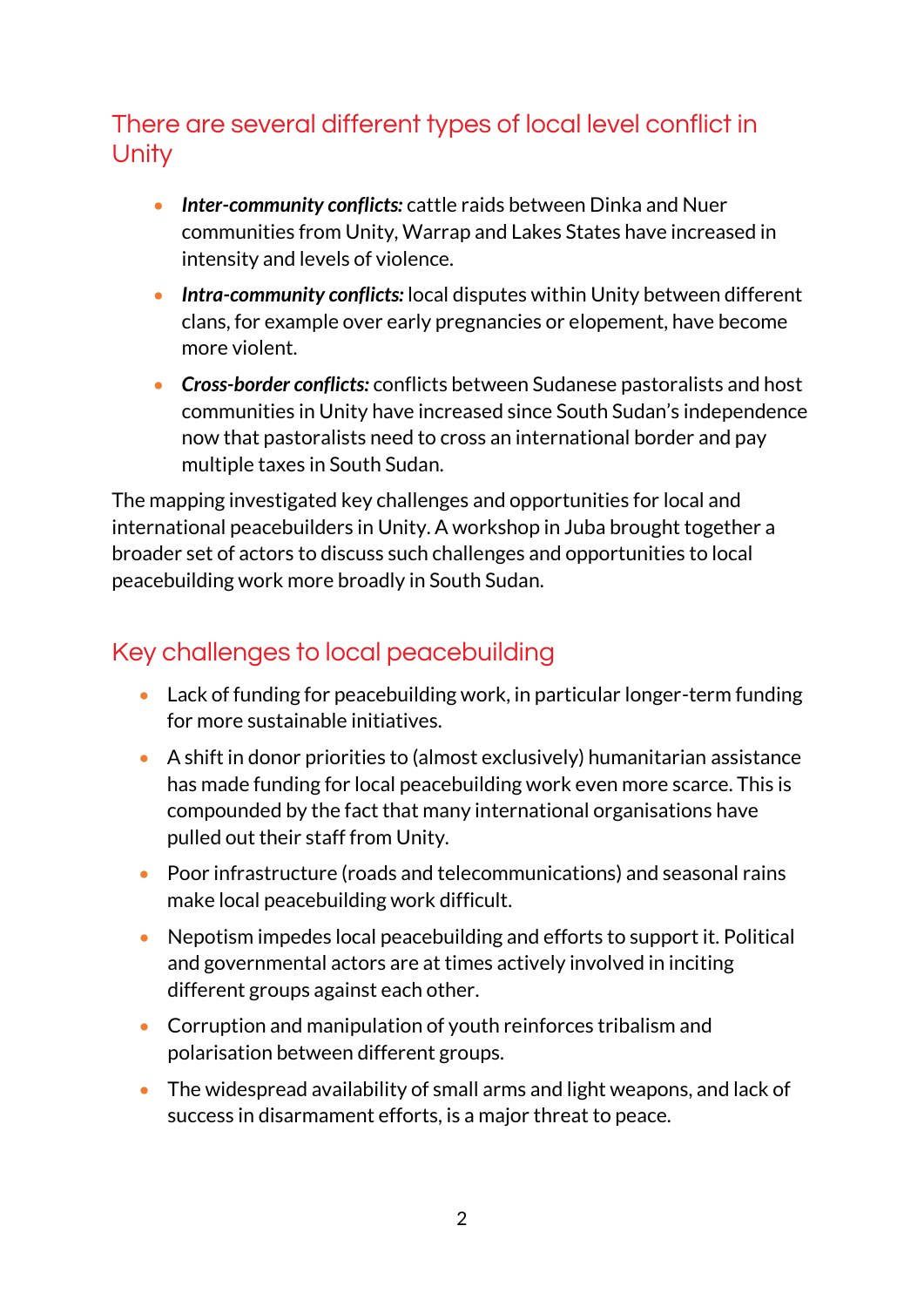## There are several different types of local level conflict in Unity

- ***Inter-community conflicts:*** cattle raids between Dinka and Nuer communities from Unity, Warrap and Lakes States have increased in intensity and levels of violence.
- ***Intra-community conflicts:*** local disputes within Unity between different clans, for example over early pregnancies or elopement, have become more violent.
- ***Cross-border conflicts:*** conflicts between Sudanese pastoralists and host communities in Unity have increased since South Sudan's independence now that pastoralists need to cross an international border and pay multiple taxes in South Sudan.

The mapping investigated key challenges and opportunities for local and international peacebuilders in Unity. A workshop in Juba brought together a broader set of actors to discuss such challenges and opportunities to local peacebuilding work more broadly in South Sudan.

## Key challenges to local peacebuilding

- Lack of funding for peacebuilding work, in particular longer-term funding for more sustainable initiatives.
- A shift in donor priorities to (almost exclusively) humanitarian assistance has made funding for local peacebuilding work even more scarce. This is compounded by the fact that many international organisations have pulled out their staff from Unity.
- Poor infrastructure (roads and telecommunications) and seasonal rains make local peacebuilding work difficult.
- Nepotism impedes local peacebuilding and efforts to support it. Political and governmental actors are at times actively involved in inciting different groups against each other.
- Corruption and manipulation of youth reinforces tribalism and polarisation between different groups.
- The widespread availability of small arms and light weapons, and lack of success in disarmament efforts, is a major threat to peace.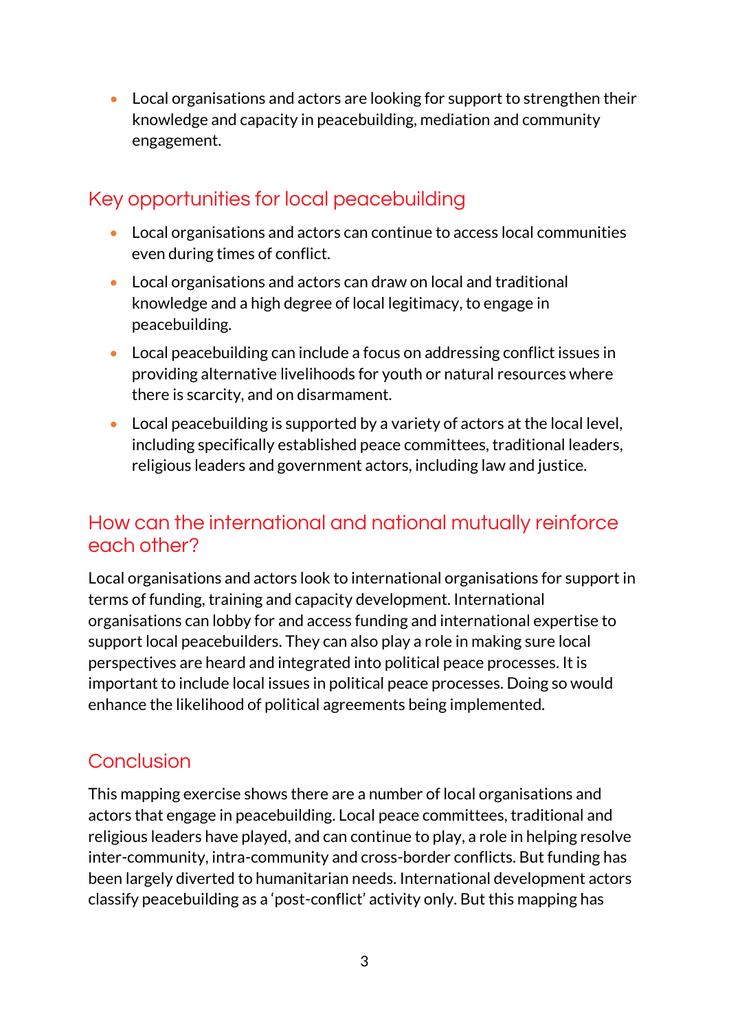- Local organisations and actors are looking for support to strengthen their knowledge and capacity in peacebuilding, mediation and community engagement.

## Key opportunities for local peacebuilding

- Local organisations and actors can continue to access local communities even during times of conflict.
- Local organisations and actors can draw on local and traditional knowledge and a high degree of local legitimacy, to engage in peacebuilding.
- Local peacebuilding can include a focus on addressing conflict issues in providing alternative livelihoods for youth or natural resources where there is scarcity, and on disarmament.
- Local peacebuilding is supported by a variety of actors at the local level, including specifically established peace committees, traditional leaders, religious leaders and government actors, including law and justice.

## How can the international and national mutually reinforce each other?

Local organisations and actors look to international organisations for support in terms of funding, training and capacity development. International organisations can lobby for and access funding and international expertise to support local peacebuilders. They can also play a role in making sure local perspectives are heard and integrated into political peace processes. It is important to include local issues in political peace processes. Doing so would enhance the likelihood of political agreements being implemented.

## Conclusion

This mapping exercise shows there are a number of local organisations and actors that engage in peacebuilding. Local peace committees, traditional and religious leaders have played, and can continue to play, a role in helping resolve inter-community, intra-community and cross-border conflicts. But funding has been largely diverted to humanitarian needs. International development actors classify peacebuilding as a 'post-conflict' activity only. But this mapping has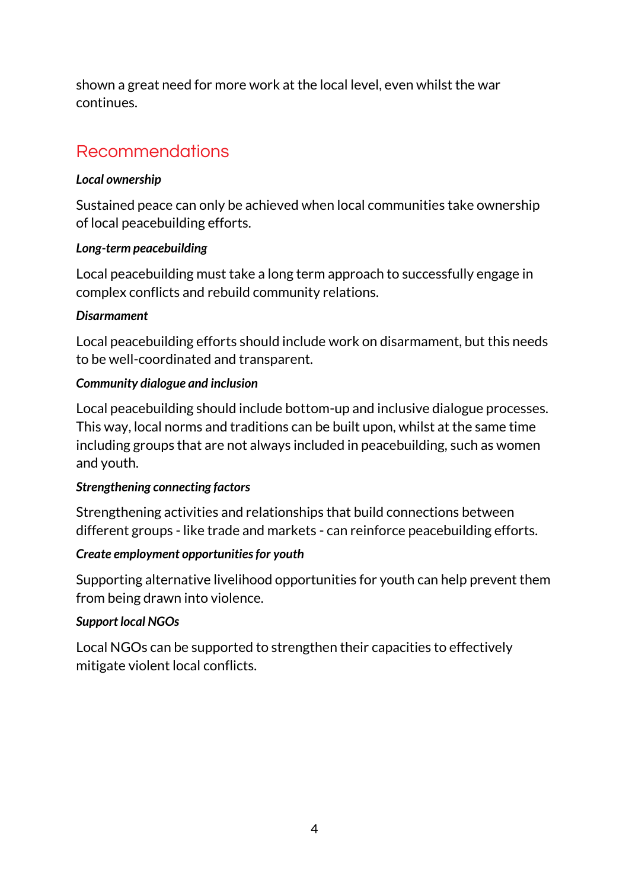shown a great need for more work at the local level, even whilst the war continues.

## Recommendations

***Local ownership***

Sustained peace can only be achieved when local communities take ownership of local peacebuilding efforts.

***Long-term peacebuilding***

Local peacebuilding must take a long term approach to successfully engage in complex conflicts and rebuild community relations.

***Disarmament***

Local peacebuilding efforts should include work on disarmament, but this needs to be well-coordinated and transparent.

***Community dialogue and inclusion***

Local peacebuilding should include bottom-up and inclusive dialogue processes. This way, local norms and traditions can be built upon, whilst at the same time including groups that are not always included in peacebuilding, such as women and youth.

***Strengthening connecting factors***

Strengthening activities and relationships that build connections between different groups - like trade and markets - can reinforce peacebuilding efforts.

***Create employment opportunities for youth***

Supporting alternative livelihood opportunities for youth can help prevent them from being drawn into violence.

***Support local NGOs***

Local NGOs can be supported to strengthen their capacities to effectively mitigate violent local conflicts.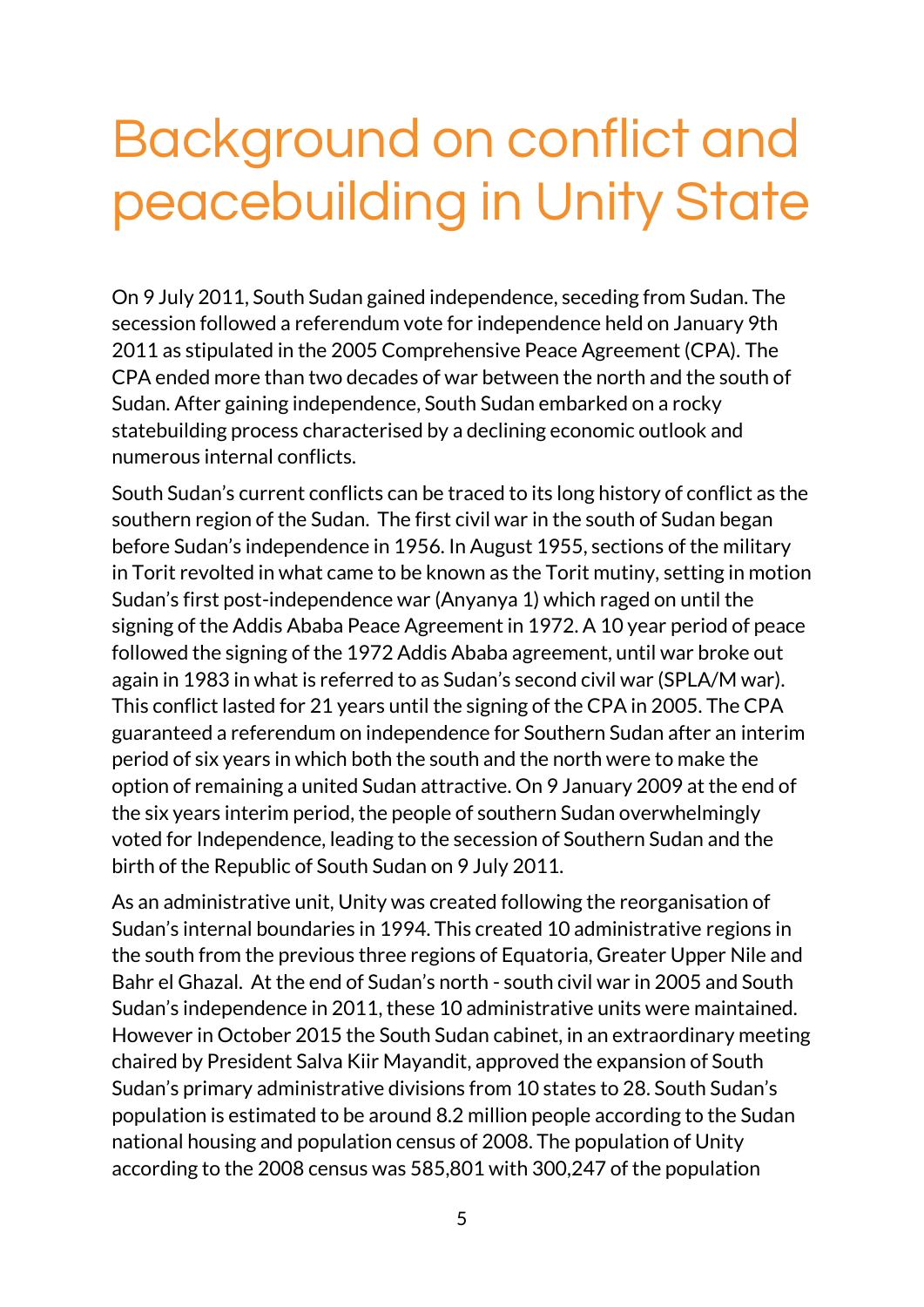# Background on conflict and peacebuilding in Unity State

On 9 July 2011, South Sudan gained independence, seceding from Sudan. The secession followed a referendum vote for independence held on January 9th 2011 as stipulated in the 2005 Comprehensive Peace Agreement (CPA). The CPA ended more than two decades of war between the north and the south of Sudan. After gaining independence, South Sudan embarked on a rocky statebuilding process characterised by a declining economic outlook and numerous internal conflicts.

South Sudan's current conflicts can be traced to its long history of conflict as the southern region of the Sudan. The first civil war in the south of Sudan began before Sudan's independence in 1956. In August 1955, sections of the military in Torit revolted in what came to be known as the Torit mutiny, setting in motion Sudan's first post-independence war (Anyanya 1) which raged on until the signing of the Addis Ababa Peace Agreement in 1972. A 10 year period of peace followed the signing of the 1972 Addis Ababa agreement, until war broke out again in 1983 in what is referred to as Sudan's second civil war (SPLA/M war). This conflict lasted for 21 years until the signing of the CPA in 2005. The CPA guaranteed a referendum on independence for Southern Sudan after an interim period of six years in which both the south and the north were to make the option of remaining a united Sudan attractive. On 9 January 2009 at the end of the six years interim period, the people of southern Sudan overwhelmingly voted for Independence, leading to the secession of Southern Sudan and the birth of the Republic of South Sudan on 9 July 2011.

As an administrative unit, Unity was created following the reorganisation of Sudan's internal boundaries in 1994. This created 10 administrative regions in the south from the previous three regions of Equatoria, Greater Upper Nile and Bahr el Ghazal. At the end of Sudan's north - south civil war in 2005 and South Sudan's independence in 2011, these 10 administrative units were maintained. However in October 2015 the South Sudan cabinet, in an extraordinary meeting chaired by President Salva Kiir Mayandit, approved the expansion of South Sudan's primary administrative divisions from 10 states to 28. South Sudan's population is estimated to be around 8.2 million people according to the Sudan national housing and population census of 2008. The population of Unity according to the 2008 census was 585,801 with 300,247 of the population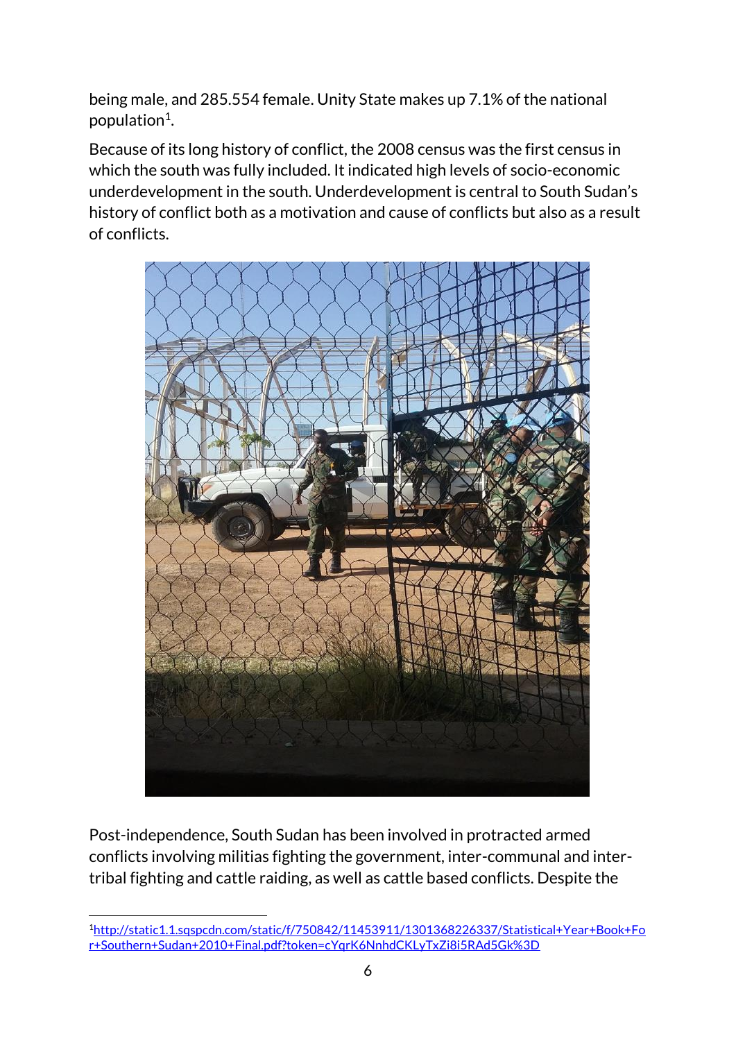being male, and 285.554 female. Unity State makes up 7.1% of the national population[1].

Because of its long history of conflict, the 2008 census was the first census in which the south was fully included. It indicated high levels of socio-economic underdevelopment in the south. Underdevelopment is central to South Sudan's history of conflict both as a motivation and cause of conflicts but also as a result of conflicts.

Post-independence, South Sudan has been involved in protracted armed conflicts involving militias fighting the government, inter-communal and inter-tribal fighting and cattle raiding, as well as cattle based conflicts. Despite the

[1]http://static1.1.sqspcdn.com/static/f/750842/11453911/1301368226337/Statistical+Year+Book+For+Southern+Sudan+2010+Final.pdf?token=cYqrK6NnhdCKLyTxZi8i5RAd5Gk%3D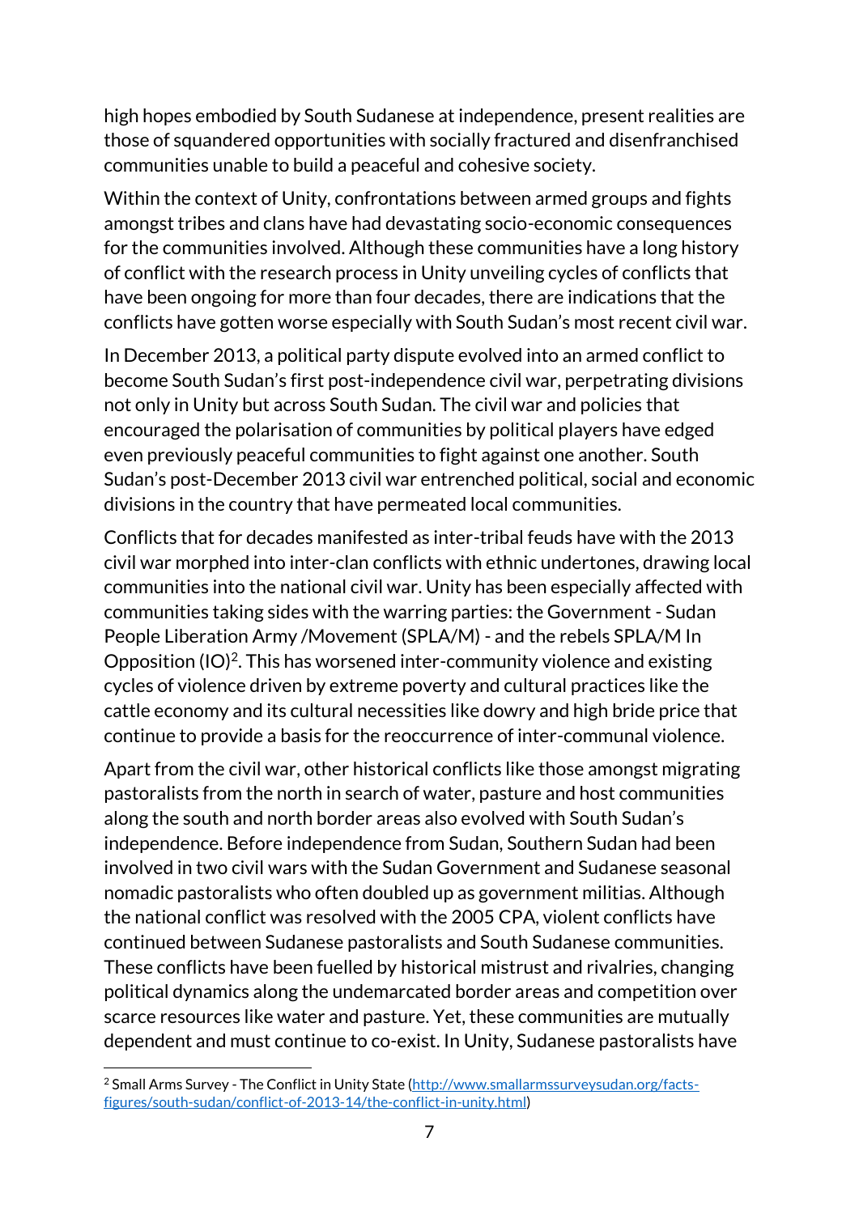high hopes embodied by South Sudanese at independence, present realities are those of squandered opportunities with socially fractured and disenfranchised communities unable to build a peaceful and cohesive society.

Within the context of Unity, confrontations between armed groups and fights amongst tribes and clans have had devastating socio-economic consequences for the communities involved. Although these communities have a long history of conflict with the research process in Unity unveiling cycles of conflicts that have been ongoing for more than four decades, there are indications that the conflicts have gotten worse especially with South Sudan's most recent civil war.

In December 2013, a political party dispute evolved into an armed conflict to become South Sudan's first post-independence civil war, perpetrating divisions not only in Unity but across South Sudan. The civil war and policies that encouraged the polarisation of communities by political players have edged even previously peaceful communities to fight against one another. South Sudan's post-December 2013 civil war entrenched political, social and economic divisions in the country that have permeated local communities.

Conflicts that for decades manifested as inter-tribal feuds have with the 2013 civil war morphed into inter-clan conflicts with ethnic undertones, drawing local communities into the national civil war. Unity has been especially affected with communities taking sides with the warring parties: the Government - Sudan People Liberation Army /Movement (SPLA/M) - and the rebels SPLA/M In Opposition (IO)[2]. This has worsened inter-community violence and existing cycles of violence driven by extreme poverty and cultural practices like the cattle economy and its cultural necessities like dowry and high bride price that continue to provide a basis for the reoccurrence of inter-communal violence.

Apart from the civil war, other historical conflicts like those amongst migrating pastoralists from the north in search of water, pasture and host communities along the south and north border areas also evolved with South Sudan's independence. Before independence from Sudan, Southern Sudan had been involved in two civil wars with the Sudan Government and Sudanese seasonal nomadic pastoralists who often doubled up as government militias. Although the national conflict was resolved with the 2005 CPA, violent conflicts have continued between Sudanese pastoralists and South Sudanese communities. These conflicts have been fuelled by historical mistrust and rivalries, changing political dynamics along the undemarcated border areas and competition over scarce resources like water and pasture. Yet, these communities are mutually dependent and must continue to co-exist. In Unity, Sudanese pastoralists have

---

[2] Small Arms Survey - The Conflict in Unity State (http://www.smallarmssurveysudan.org/facts-figures/south-sudan/conflict-of-2013-14/the-conflict-in-unity.html)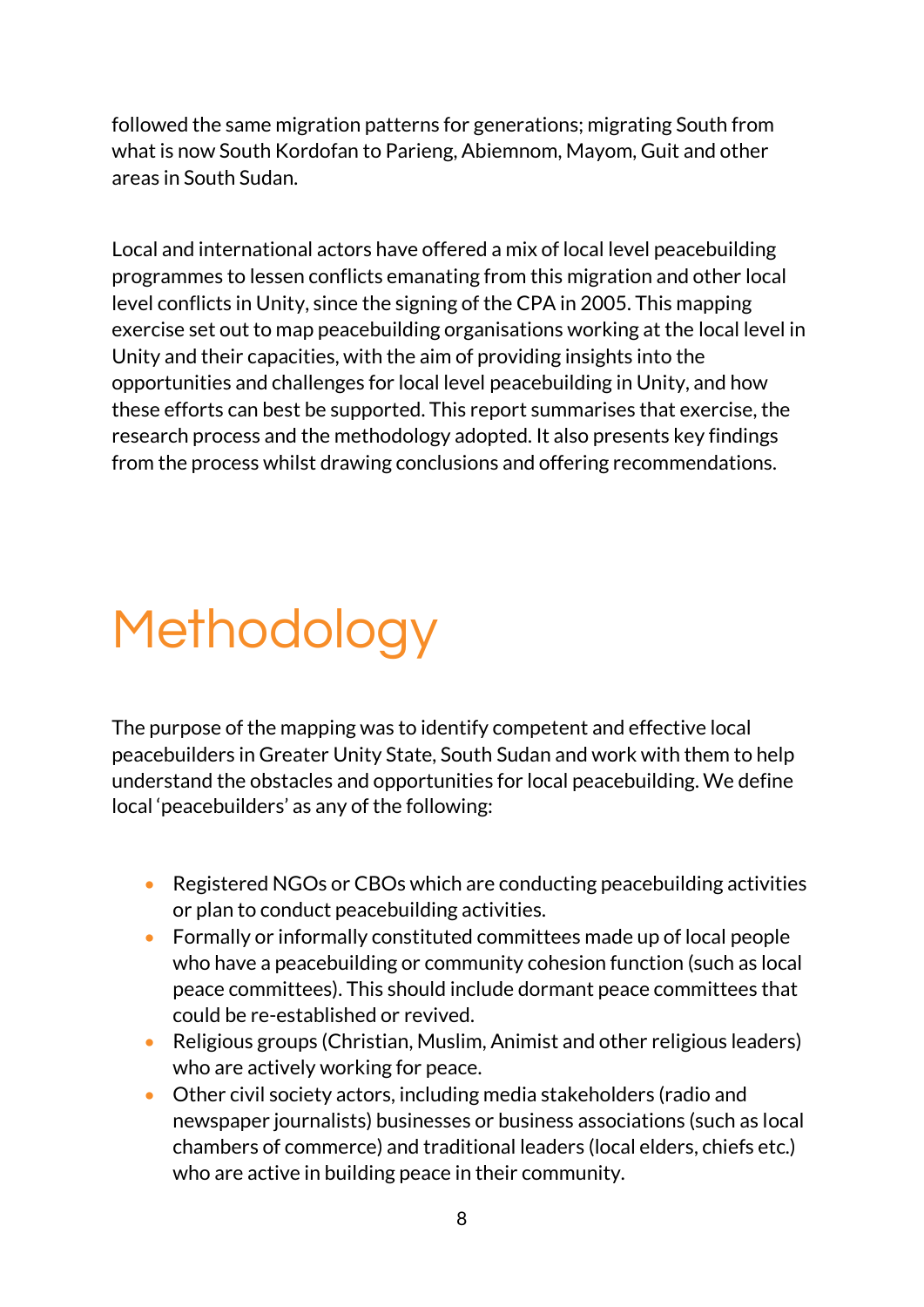followed the same migration patterns for generations; migrating South from what is now South Kordofan to Parieng, Abiemnom, Mayom, Guit and other areas in South Sudan.

Local and international actors have offered a mix of local level peacebuilding programmes to lessen conflicts emanating from this migration and other local level conflicts in Unity, since the signing of the CPA in 2005. This mapping exercise set out to map peacebuilding organisations working at the local level in Unity and their capacities, with the aim of providing insights into the opportunities and challenges for local level peacebuilding in Unity, and how these efforts can best be supported. This report summarises that exercise, the research process and the methodology adopted. It also presents key findings from the process whilst drawing conclusions and offering recommendations.

# Methodology

The purpose of the mapping was to identify competent and effective local peacebuilders in Greater Unity State, South Sudan and work with them to help understand the obstacles and opportunities for local peacebuilding. We define local 'peacebuilders' as any of the following:

- Registered NGOs or CBOs which are conducting peacebuilding activities or plan to conduct peacebuilding activities.
- Formally or informally constituted committees made up of local people who have a peacebuilding or community cohesion function (such as local peace committees). This should include dormant peace committees that could be re-established or revived.
- Religious groups (Christian, Muslim, Animist and other religious leaders) who are actively working for peace.
- Other civil society actors, including media stakeholders (radio and newspaper journalists) businesses or business associations (such as local chambers of commerce) and traditional leaders (local elders, chiefs etc.) who are active in building peace in their community.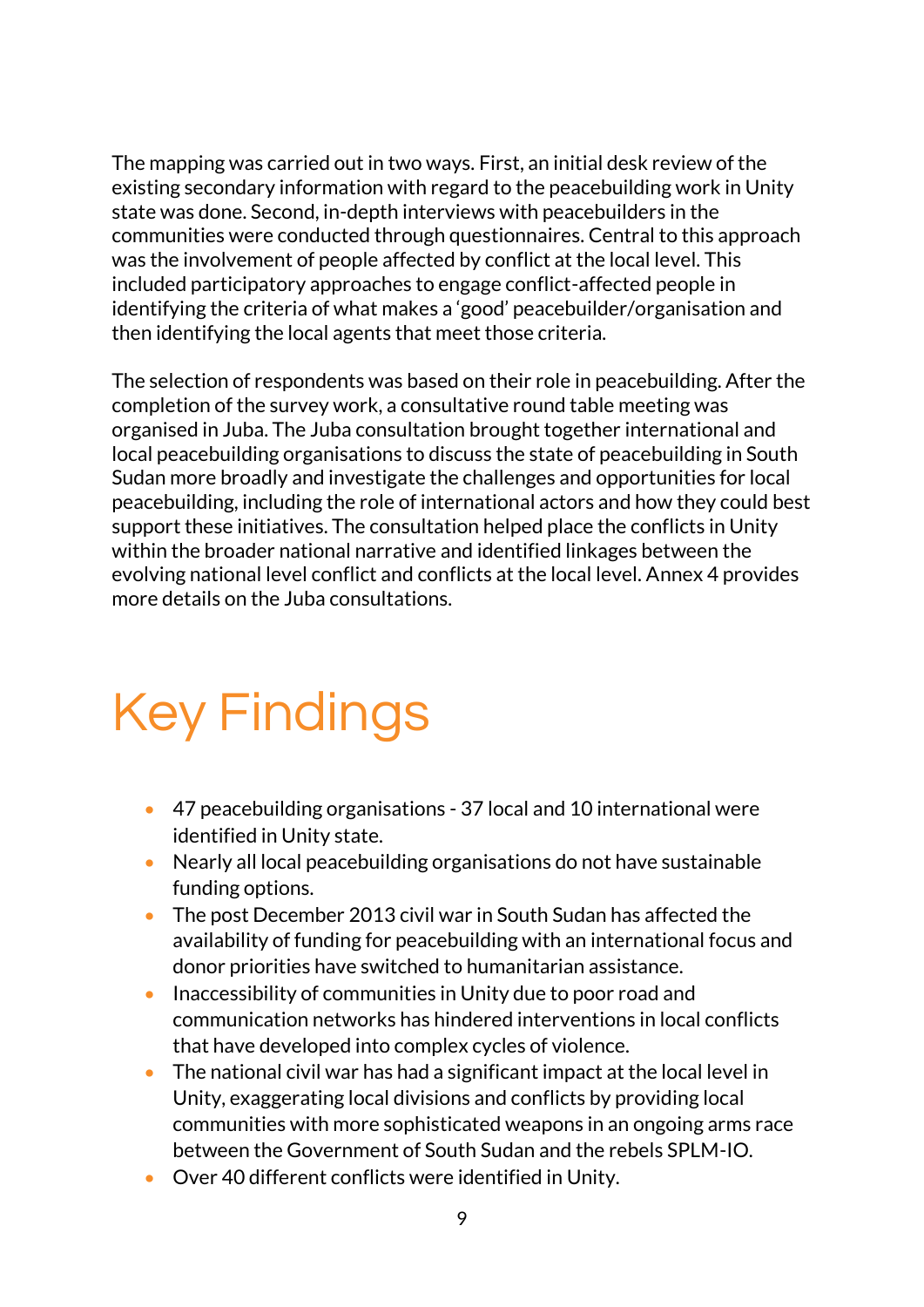The mapping was carried out in two ways. First, an initial desk review of the existing secondary information with regard to the peacebuilding work in Unity state was done. Second, in-depth interviews with peacebuilders in the communities were conducted through questionnaires. Central to this approach was the involvement of people affected by conflict at the local level. This included participatory approaches to engage conflict-affected people in identifying the criteria of what makes a 'good' peacebuilder/organisation and then identifying the local agents that meet those criteria.

The selection of respondents was based on their role in peacebuilding. After the completion of the survey work, a consultative round table meeting was organised in Juba. The Juba consultation brought together international and local peacebuilding organisations to discuss the state of peacebuilding in South Sudan more broadly and investigate the challenges and opportunities for local peacebuilding, including the role of international actors and how they could best support these initiatives. The consultation helped place the conflicts in Unity within the broader national narrative and identified linkages between the evolving national level conflict and conflicts at the local level. Annex 4 provides more details on the Juba consultations.

# Key Findings

- 47 peacebuilding organisations - 37 local and 10 international were identified in Unity state.
- Nearly all local peacebuilding organisations do not have sustainable funding options.
- The post December 2013 civil war in South Sudan has affected the availability of funding for peacebuilding with an international focus and donor priorities have switched to humanitarian assistance.
- Inaccessibility of communities in Unity due to poor road and communication networks has hindered interventions in local conflicts that have developed into complex cycles of violence.
- The national civil war has had a significant impact at the local level in Unity, exaggerating local divisions and conflicts by providing local communities with more sophisticated weapons in an ongoing arms race between the Government of South Sudan and the rebels SPLM-IO.
- Over 40 different conflicts were identified in Unity.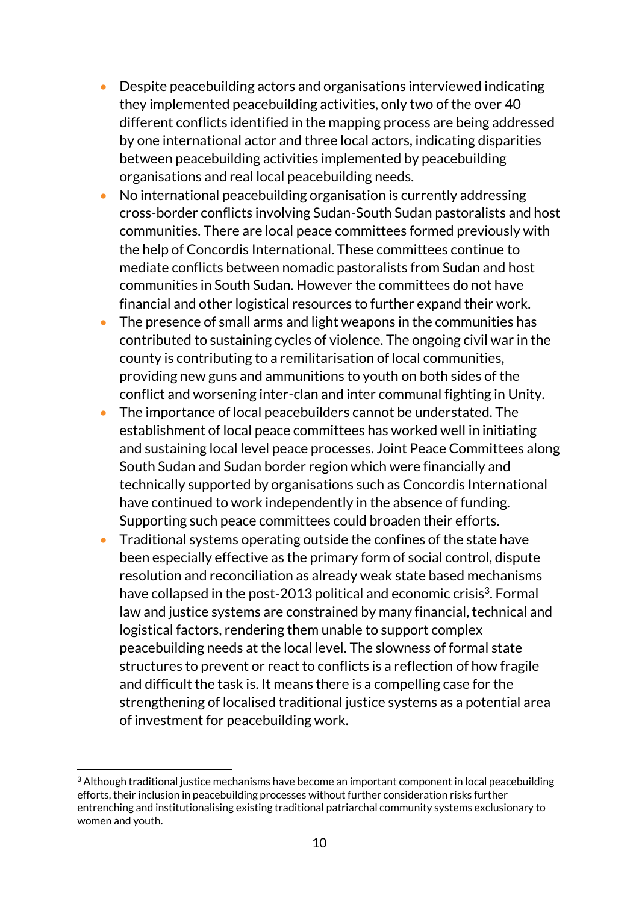- Despite peacebuilding actors and organisations interviewed indicating they implemented peacebuilding activities, only two of the over 40 different conflicts identified in the mapping process are being addressed by one international actor and three local actors, indicating disparities between peacebuilding activities implemented by peacebuilding organisations and real local peacebuilding needs.
- No international peacebuilding organisation is currently addressing cross-border conflicts involving Sudan-South Sudan pastoralists and host communities. There are local peace committees formed previously with the help of Concordis International. These committees continue to mediate conflicts between nomadic pastoralists from Sudan and host communities in South Sudan. However the committees do not have financial and other logistical resources to further expand their work.
- The presence of small arms and light weapons in the communities has contributed to sustaining cycles of violence. The ongoing civil war in the county is contributing to a remilitarisation of local communities, providing new guns and ammunitions to youth on both sides of the conflict and worsening inter-clan and inter communal fighting in Unity.
- The importance of local peacebuilders cannot be understated. The establishment of local peace committees has worked well in initiating and sustaining local level peace processes. Joint Peace Committees along South Sudan and Sudan border region which were financially and technically supported by organisations such as Concordis International have continued to work independently in the absence of funding. Supporting such peace committees could broaden their efforts.
- Traditional systems operating outside the confines of the state have been especially effective as the primary form of social control, dispute resolution and reconciliation as already weak state based mechanisms have collapsed in the post-2013 political and economic crisis[3]. Formal law and justice systems are constrained by many financial, technical and logistical factors, rendering them unable to support complex peacebuilding needs at the local level. The slowness of formal state structures to prevent or react to conflicts is a reflection of how fragile and difficult the task is. It means there is a compelling case for the strengthening of localised traditional justice systems as a potential area of investment for peacebuilding work.

[3] Although traditional justice mechanisms have become an important component in local peacebuilding efforts, their inclusion in peacebuilding processes without further consideration risks further entrenching and institutionalising existing traditional patriarchal community systems exclusionary to women and youth.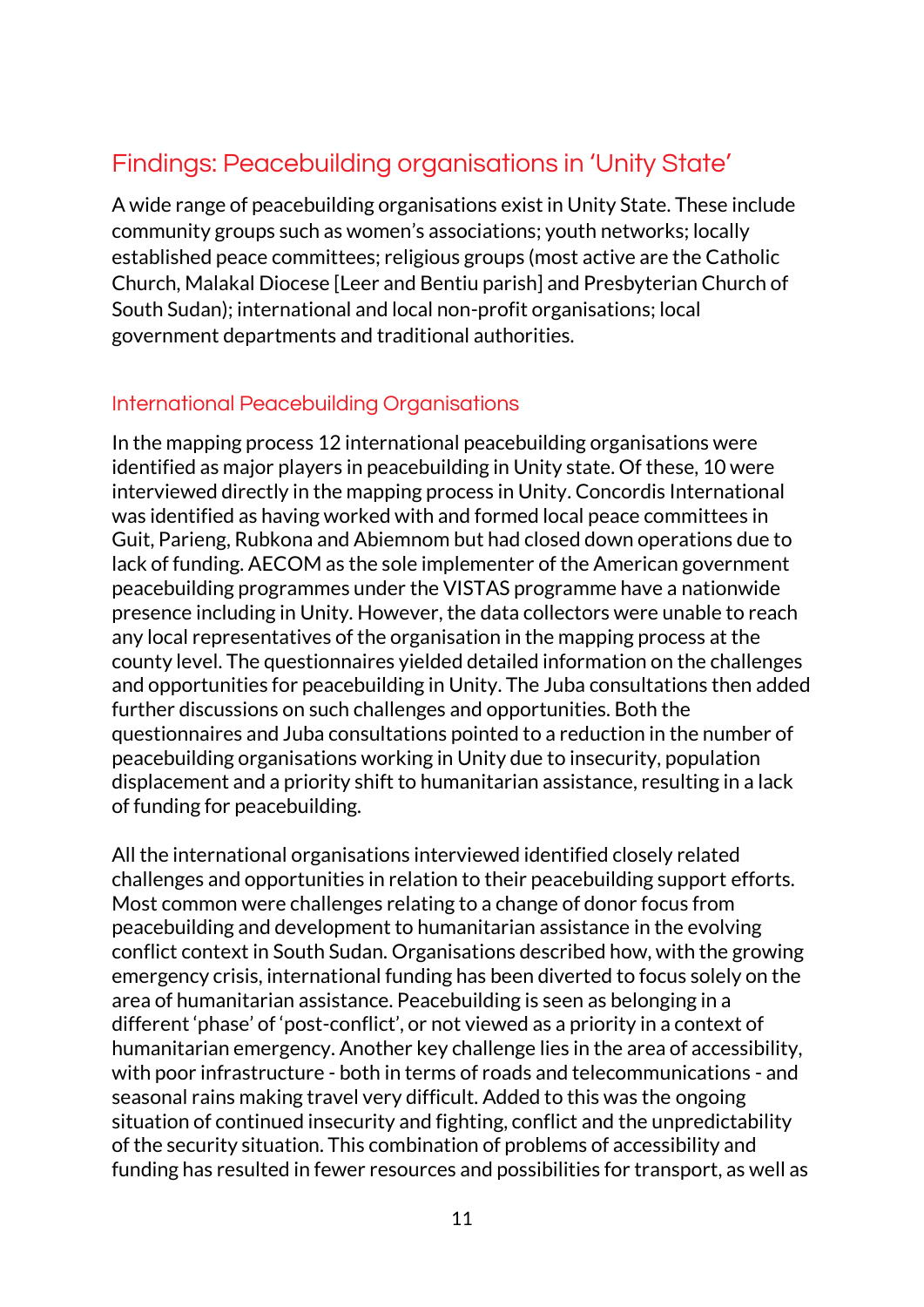## Findings: Peacebuilding organisations in 'Unity State'

A wide range of peacebuilding organisations exist in Unity State. These include community groups such as women's associations; youth networks; locally established peace committees; religious groups (most active are the Catholic Church, Malakal Diocese [Leer and Bentiu parish] and Presbyterian Church of South Sudan); international and local non-profit organisations; local government departments and traditional authorities.

### International Peacebuilding Organisations

In the mapping process 12 international peacebuilding organisations were identified as major players in peacebuilding in Unity state. Of these, 10 were interviewed directly in the mapping process in Unity. Concordis International was identified as having worked with and formed local peace committees in Guit, Parieng, Rubkona and Abiemnom but had closed down operations due to lack of funding. AECOM as the sole implementer of the American government peacebuilding programmes under the VISTAS programme have a nationwide presence including in Unity. However, the data collectors were unable to reach any local representatives of the organisation in the mapping process at the county level. The questionnaires yielded detailed information on the challenges and opportunities for peacebuilding in Unity. The Juba consultations then added further discussions on such challenges and opportunities. Both the questionnaires and Juba consultations pointed to a reduction in the number of peacebuilding organisations working in Unity due to insecurity, population displacement and a priority shift to humanitarian assistance, resulting in a lack of funding for peacebuilding.

All the international organisations interviewed identified closely related challenges and opportunities in relation to their peacebuilding support efforts. Most common were challenges relating to a change of donor focus from peacebuilding and development to humanitarian assistance in the evolving conflict context in South Sudan. Organisations described how, with the growing emergency crisis, international funding has been diverted to focus solely on the area of humanitarian assistance. Peacebuilding is seen as belonging in a different 'phase' of 'post-conflict', or not viewed as a priority in a context of humanitarian emergency. Another key challenge lies in the area of accessibility, with poor infrastructure - both in terms of roads and telecommunications - and seasonal rains making travel very difficult. Added to this was the ongoing situation of continued insecurity and fighting, conflict and the unpredictability of the security situation. This combination of problems of accessibility and funding has resulted in fewer resources and possibilities for transport, as well as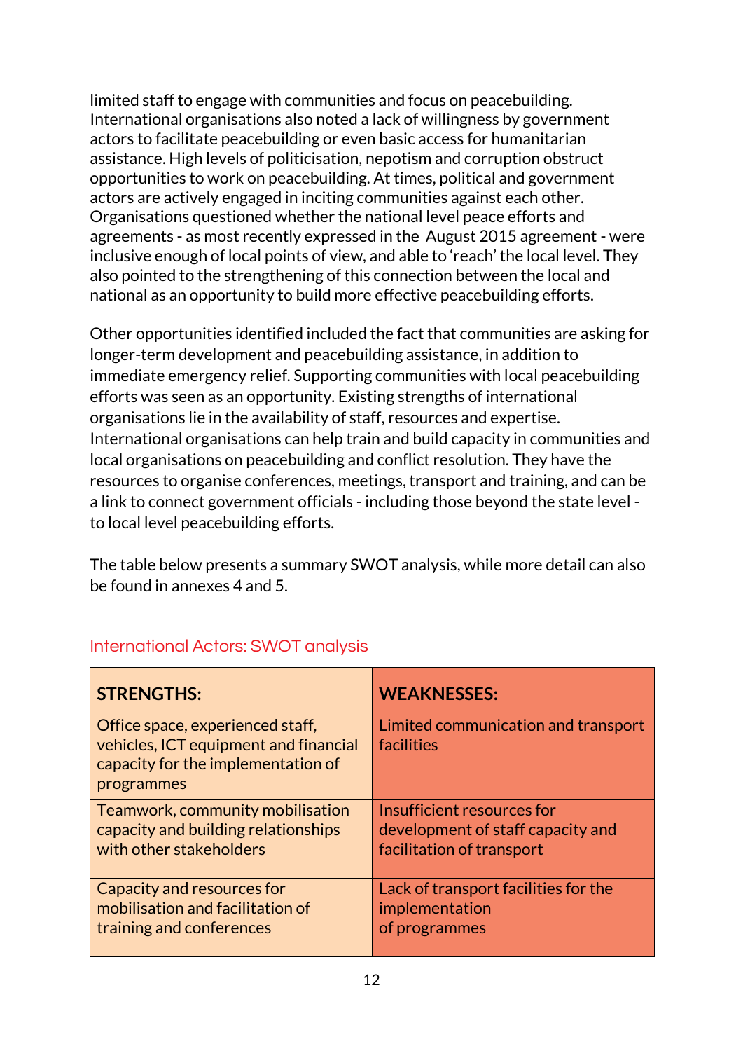limited staff to engage with communities and focus on peacebuilding. International organisations also noted a lack of willingness by government actors to facilitate peacebuilding or even basic access for humanitarian assistance. High levels of politicisation, nepotism and corruption obstruct opportunities to work on peacebuilding. At times, political and government actors are actively engaged in inciting communities against each other. Organisations questioned whether the national level peace efforts and agreements - as most recently expressed in the August 2015 agreement - were inclusive enough of local points of view, and able to 'reach' the local level. They also pointed to the strengthening of this connection between the local and national as an opportunity to build more effective peacebuilding efforts.

Other opportunities identified included the fact that communities are asking for longer-term development and peacebuilding assistance, in addition to immediate emergency relief. Supporting communities with local peacebuilding efforts was seen as an opportunity. Existing strengths of international organisations lie in the availability of staff, resources and expertise. International organisations can help train and build capacity in communities and local organisations on peacebuilding and conflict resolution. They have the resources to organise conferences, meetings, transport and training, and can be a link to connect government officials - including those beyond the state level - to local level peacebuilding efforts.

The table below presents a summary SWOT analysis, while more detail can also be found in annexes 4 and 5.

## International Actors: SWOT analysis

| **STRENGTHS:** | **WEAKNESSES:** |
|---|---|
| Office space, experienced staff, vehicles, ICT equipment and financial capacity for the implementation of programmes | Limited communication and transport facilities |
| Teamwork, community mobilisation capacity and building relationships with other stakeholders | Insufficient resources for development of staff capacity and facilitation of transport |
| Capacity and resources for mobilisation and facilitation of training and conferences | Lack of transport facilities for the implementation of programmes |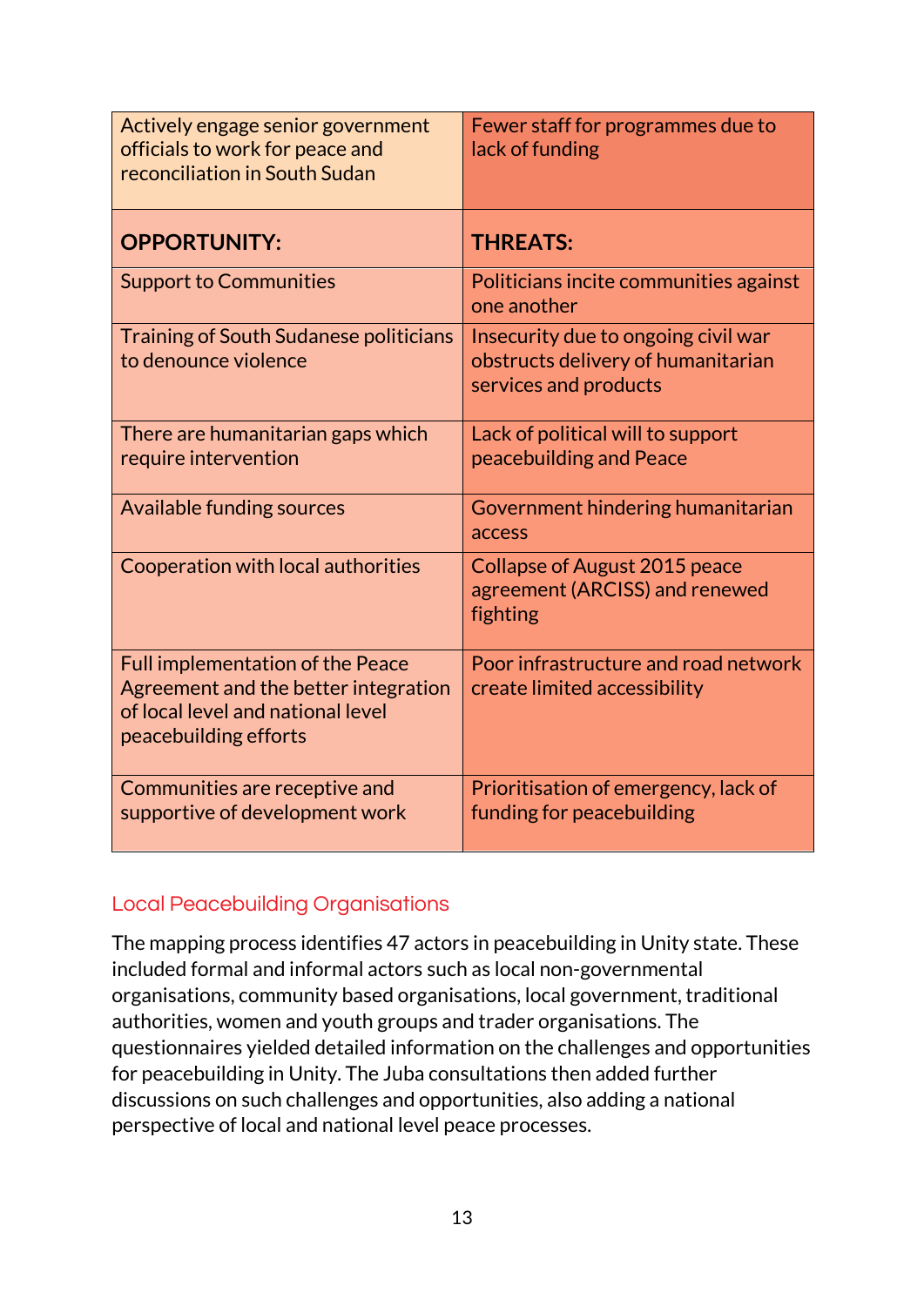| | |
|---|---|
| Actively engage senior government officials to work for peace and reconciliation in South Sudan | Fewer staff for programmes due to lack of funding |
| **OPPORTUNITY:** | **THREATS:** |
| Support to Communities | Politicians incite communities against one another |
| Training of South Sudanese politicians to denounce violence | Insecurity due to ongoing civil war obstructs delivery of humanitarian services and products |
| There are humanitarian gaps which require intervention | Lack of political will to support peacebuilding and Peace |
| Available funding sources | Government hindering humanitarian access |
| Cooperation with local authorities | Collapse of August 2015 peace agreement (ARCISS) and renewed fighting |
| Full implementation of the Peace Agreement and the better integration of local level and national level peacebuilding efforts | Poor infrastructure and road network create limited accessibility |
| Communities are receptive and supportive of development work | Prioritisation of emergency, lack of funding for peacebuilding |

## Local Peacebuilding Organisations

The mapping process identifies 47 actors in peacebuilding in Unity state. These included formal and informal actors such as local non-governmental organisations, community based organisations, local government, traditional authorities, women and youth groups and trader organisations. The questionnaires yielded detailed information on the challenges and opportunities for peacebuilding in Unity. The Juba consultations then added further discussions on such challenges and opportunities, also adding a national perspective of local and national level peace processes.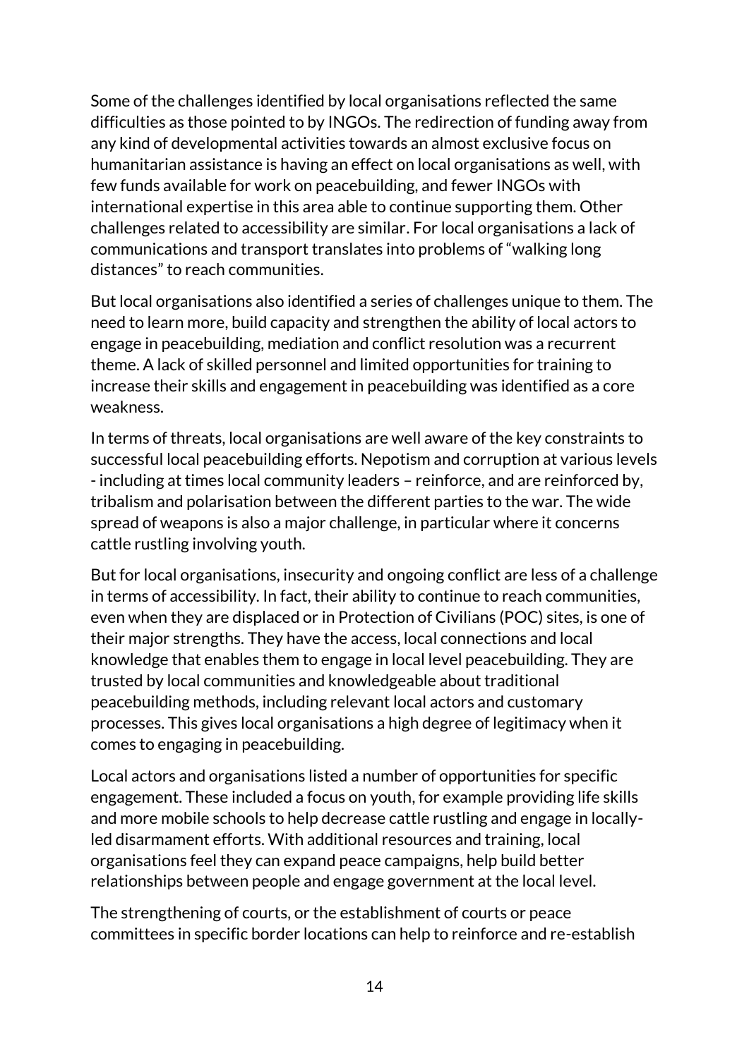Some of the challenges identified by local organisations reflected the same difficulties as those pointed to by INGOs. The redirection of funding away from any kind of developmental activities towards an almost exclusive focus on humanitarian assistance is having an effect on local organisations as well, with few funds available for work on peacebuilding, and fewer INGOs with international expertise in this area able to continue supporting them. Other challenges related to accessibility are similar. For local organisations a lack of communications and transport translates into problems of "walking long distances" to reach communities.

But local organisations also identified a series of challenges unique to them. The need to learn more, build capacity and strengthen the ability of local actors to engage in peacebuilding, mediation and conflict resolution was a recurrent theme. A lack of skilled personnel and limited opportunities for training to increase their skills and engagement in peacebuilding was identified as a core weakness.

In terms of threats, local organisations are well aware of the key constraints to successful local peacebuilding efforts. Nepotism and corruption at various levels - including at times local community leaders – reinforce, and are reinforced by, tribalism and polarisation between the different parties to the war. The wide spread of weapons is also a major challenge, in particular where it concerns cattle rustling involving youth.

But for local organisations, insecurity and ongoing conflict are less of a challenge in terms of accessibility. In fact, their ability to continue to reach communities, even when they are displaced or in Protection of Civilians (POC) sites, is one of their major strengths. They have the access, local connections and local knowledge that enables them to engage in local level peacebuilding. They are trusted by local communities and knowledgeable about traditional peacebuilding methods, including relevant local actors and customary processes. This gives local organisations a high degree of legitimacy when it comes to engaging in peacebuilding.

Local actors and organisations listed a number of opportunities for specific engagement. These included a focus on youth, for example providing life skills and more mobile schools to help decrease cattle rustling and engage in locally-led disarmament efforts. With additional resources and training, local organisations feel they can expand peace campaigns, help build better relationships between people and engage government at the local level.

The strengthening of courts, or the establishment of courts or peace committees in specific border locations can help to reinforce and re-establish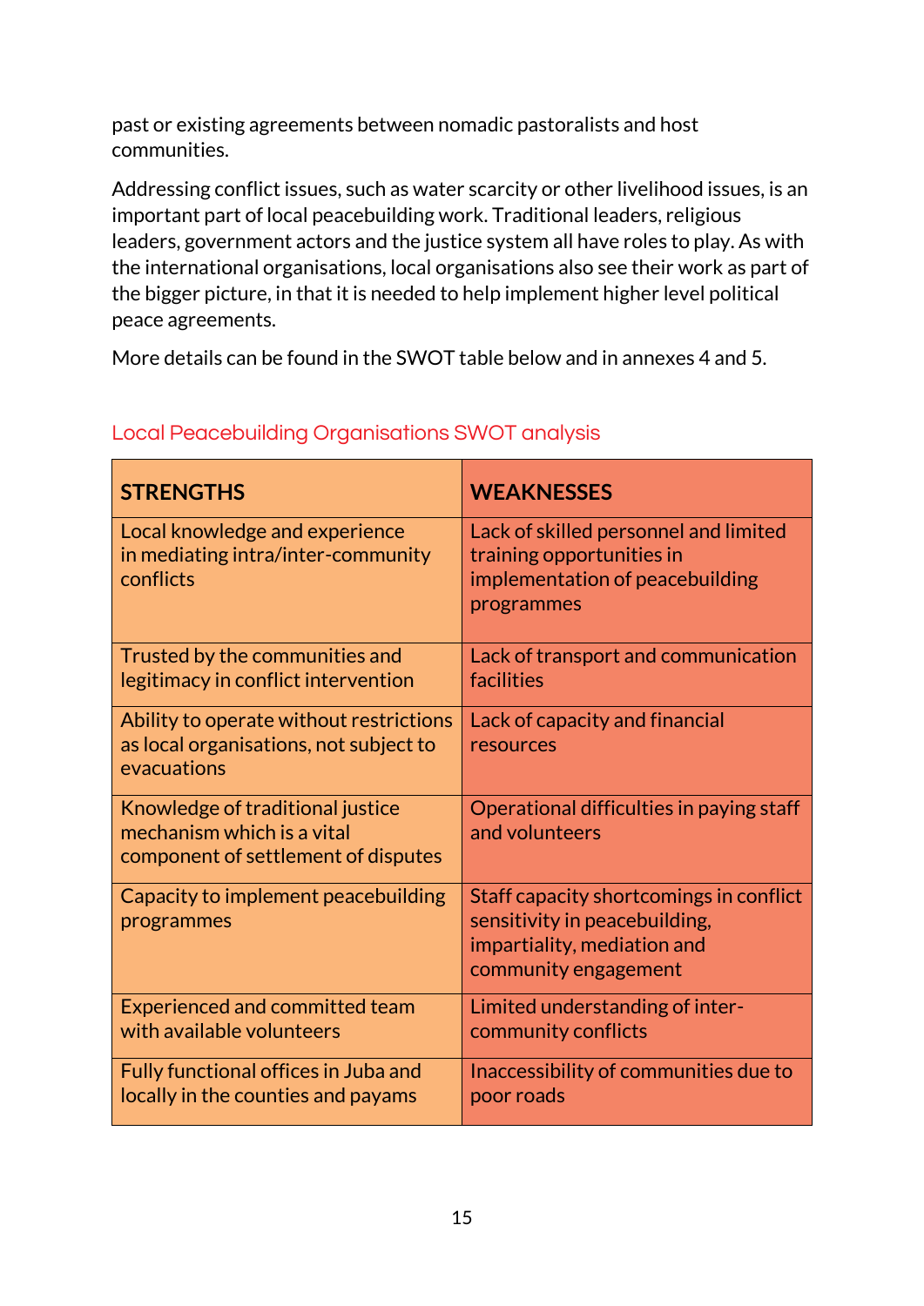past or existing agreements between nomadic pastoralists and host communities.

Addressing conflict issues, such as water scarcity or other livelihood issues, is an important part of local peacebuilding work. Traditional leaders, religious leaders, government actors and the justice system all have roles to play. As with the international organisations, local organisations also see their work as part of the bigger picture, in that it is needed to help implement higher level political peace agreements.

More details can be found in the SWOT table below and in annexes 4 and 5.

### Local Peacebuilding Organisations SWOT analysis

| STRENGTHS | WEAKNESSES |
|---|---|
| Local knowledge and experience in mediating intra/inter-community conflicts | Lack of skilled personnel and limited training opportunities in implementation of peacebuilding programmes |
| Trusted by the communities and legitimacy in conflict intervention | Lack of transport and communication facilities |
| Ability to operate without restrictions as local organisations, not subject to evacuations | Lack of capacity and financial resources |
| Knowledge of traditional justice mechanism which is a vital component of settlement of disputes | Operational difficulties in paying staff and volunteers |
| Capacity to implement peacebuilding programmes | Staff capacity shortcomings in conflict sensitivity in peacebuilding, impartiality, mediation and community engagement |
| Experienced and committed team with available volunteers | Limited understanding of inter-community conflicts |
| Fully functional offices in Juba and locally in the counties and payams | Inaccessibility of communities due to poor roads |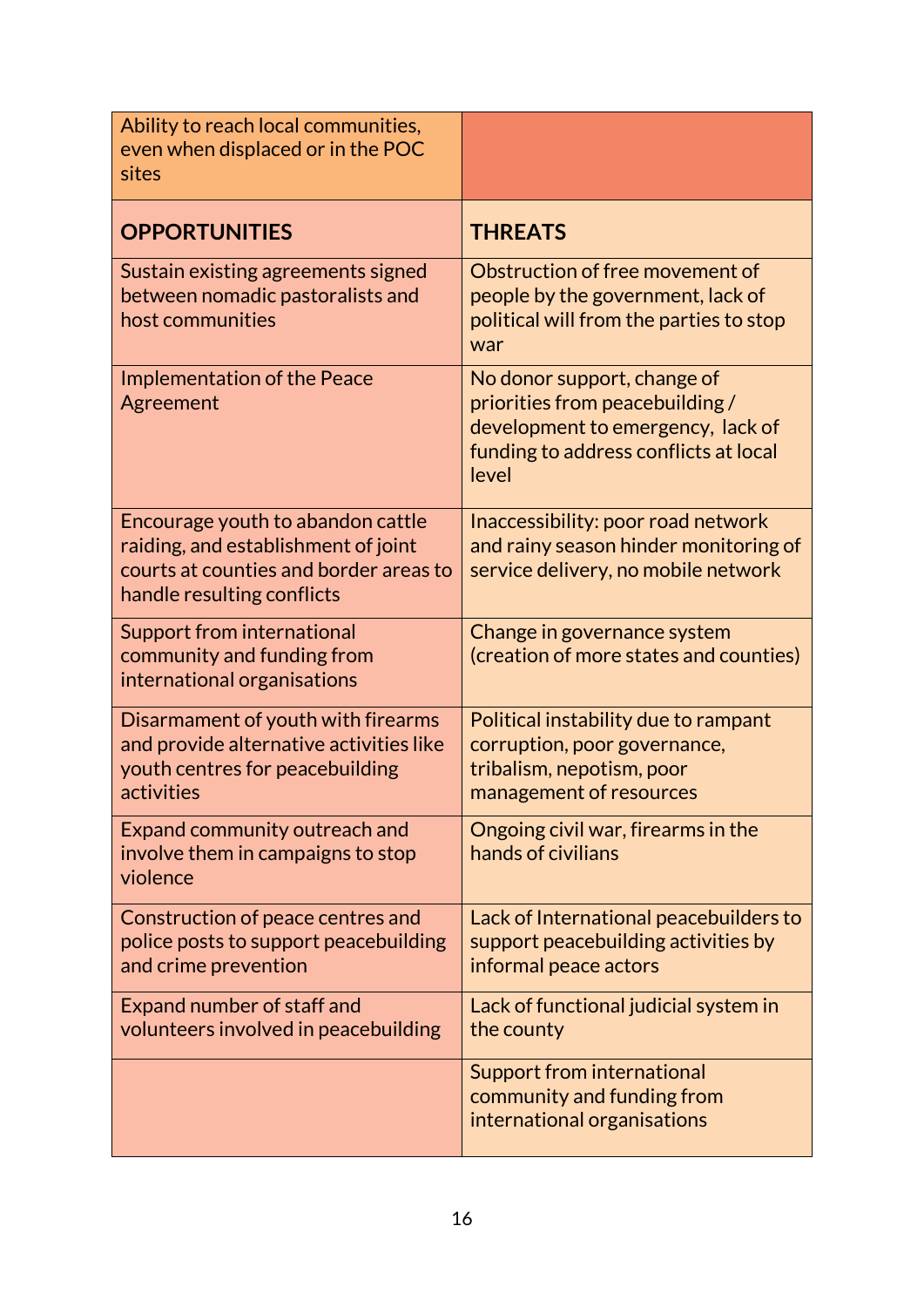| | |
|---|---|
| Ability to reach local communities, even when displaced or in the POC sites | |
| **OPPORTUNITIES** | **THREATS** |
| Sustain existing agreements signed between nomadic pastoralists and host communities | Obstruction of free movement of people by the government, lack of political will from the parties to stop war |
| Implementation of the Peace Agreement | No donor support, change of priorities from peacebuilding / development to emergency, lack of funding to address conflicts at local level |
| Encourage youth to abandon cattle raiding, and establishment of joint courts at counties and border areas to handle resulting conflicts | Inaccessibility: poor road network and rainy season hinder monitoring of service delivery, no mobile network |
| Support from international community and funding from international organisations | Change in governance system (creation of more states and counties) |
| Disarmament of youth with firearms and provide alternative activities like youth centres for peacebuilding activities | Political instability due to rampant corruption, poor governance, tribalism, nepotism, poor management of resources |
| Expand community outreach and involve them in campaigns to stop violence | Ongoing civil war, firearms in the hands of civilians |
| Construction of peace centres and police posts to support peacebuilding and crime prevention | Lack of International peacebuilders to support peacebuilding activities by informal peace actors |
| Expand number of staff and volunteers involved in peacebuilding | Lack of functional judicial system in the county |
| | Support from international community and funding from international organisations |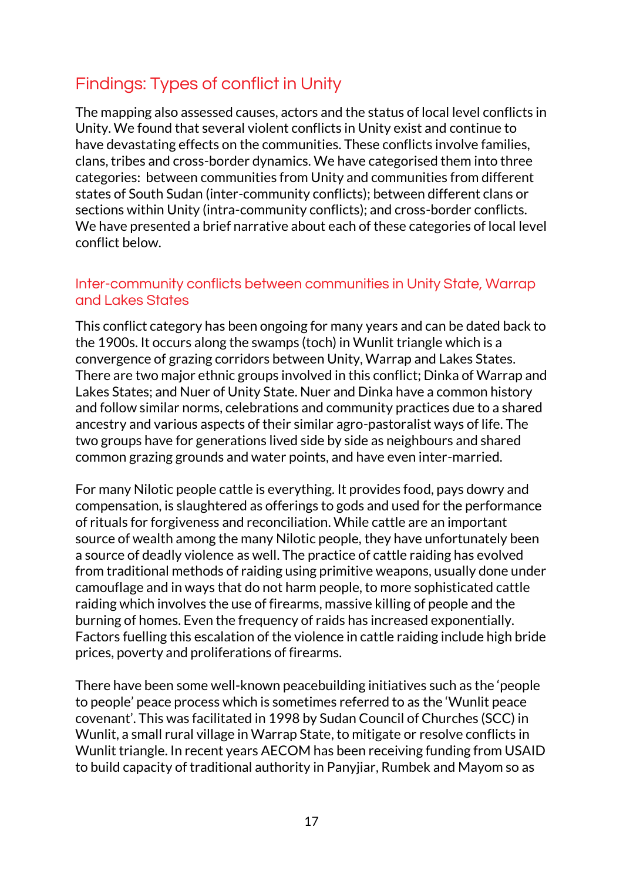## Findings: Types of conflict in Unity

The mapping also assessed causes, actors and the status of local level conflicts in Unity. We found that several violent conflicts in Unity exist and continue to have devastating effects on the communities. These conflicts involve families, clans, tribes and cross-border dynamics. We have categorised them into three categories: between communities from Unity and communities from different states of South Sudan (inter-community conflicts); between different clans or sections within Unity (intra-community conflicts); and cross-border conflicts. We have presented a brief narrative about each of these categories of local level conflict below.

### Inter-community conflicts between communities in Unity State, Warrap and Lakes States

This conflict category has been ongoing for many years and can be dated back to the 1900s. It occurs along the swamps (toch) in Wunlit triangle which is a convergence of grazing corridors between Unity, Warrap and Lakes States. There are two major ethnic groups involved in this conflict; Dinka of Warrap and Lakes States; and Nuer of Unity State. Nuer and Dinka have a common history and follow similar norms, celebrations and community practices due to a shared ancestry and various aspects of their similar agro-pastoralist ways of life. The two groups have for generations lived side by side as neighbours and shared common grazing grounds and water points, and have even inter-married.

For many Nilotic people cattle is everything. It provides food, pays dowry and compensation, is slaughtered as offerings to gods and used for the performance of rituals for forgiveness and reconciliation. While cattle are an important source of wealth among the many Nilotic people, they have unfortunately been a source of deadly violence as well. The practice of cattle raiding has evolved from traditional methods of raiding using primitive weapons, usually done under camouflage and in ways that do not harm people, to more sophisticated cattle raiding which involves the use of firearms, massive killing of people and the burning of homes. Even the frequency of raids has increased exponentially. Factors fuelling this escalation of the violence in cattle raiding include high bride prices, poverty and proliferations of firearms.

There have been some well-known peacebuilding initiatives such as the 'people to people' peace process which is sometimes referred to as the 'Wunlit peace covenant'. This was facilitated in 1998 by Sudan Council of Churches (SCC) in Wunlit, a small rural village in Warrap State, to mitigate or resolve conflicts in Wunlit triangle. In recent years AECOM has been receiving funding from USAID to build capacity of traditional authority in Panyjiar, Rumbek and Mayom so as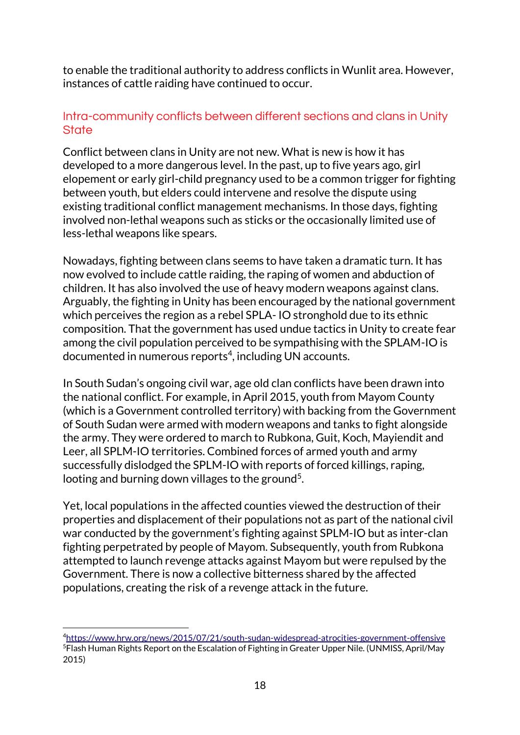to enable the traditional authority to address conflicts in Wunlit area. However, instances of cattle raiding have continued to occur.

## Intra-community conflicts between different sections and clans in Unity State

Conflict between clans in Unity are not new. What is new is how it has developed to a more dangerous level. In the past, up to five years ago, girl elopement or early girl-child pregnancy used to be a common trigger for fighting between youth, but elders could intervene and resolve the dispute using existing traditional conflict management mechanisms. In those days, fighting involved non-lethal weapons such as sticks or the occasionally limited use of less-lethal weapons like spears.

Nowadays, fighting between clans seems to have taken a dramatic turn. It has now evolved to include cattle raiding, the raping of women and abduction of children. It has also involved the use of heavy modern weapons against clans. Arguably, the fighting in Unity has been encouraged by the national government which perceives the region as a rebel SPLA- IO stronghold due to its ethnic composition. That the government has used undue tactics in Unity to create fear among the civil population perceived to be sympathising with the SPLAM-IO is documented in numerous reports[4], including UN accounts.

In South Sudan's ongoing civil war, age old clan conflicts have been drawn into the national conflict. For example, in April 2015, youth from Mayom County (which is a Government controlled territory) with backing from the Government of South Sudan were armed with modern weapons and tanks to fight alongside the army. They were ordered to march to Rubkona, Guit, Koch, Mayiendit and Leer, all SPLM-IO territories. Combined forces of armed youth and army successfully dislodged the SPLM-IO with reports of forced killings, raping, looting and burning down villages to the ground[5].

Yet, local populations in the affected counties viewed the destruction of their properties and displacement of their populations not as part of the national civil war conducted by the government's fighting against SPLM-IO but as inter-clan fighting perpetrated by people of Mayom. Subsequently, youth from Rubkona attempted to launch revenge attacks against Mayom but were repulsed by the Government. There is now a collective bitterness shared by the affected populations, creating the risk of a revenge attack in the future.

---

[4] https://www.hrw.org/news/2015/07/21/south-sudan-widespread-atrocities-government-offensive

[5] Flash Human Rights Report on the Escalation of Fighting in Greater Upper Nile. (UNMISS, April/May 2015)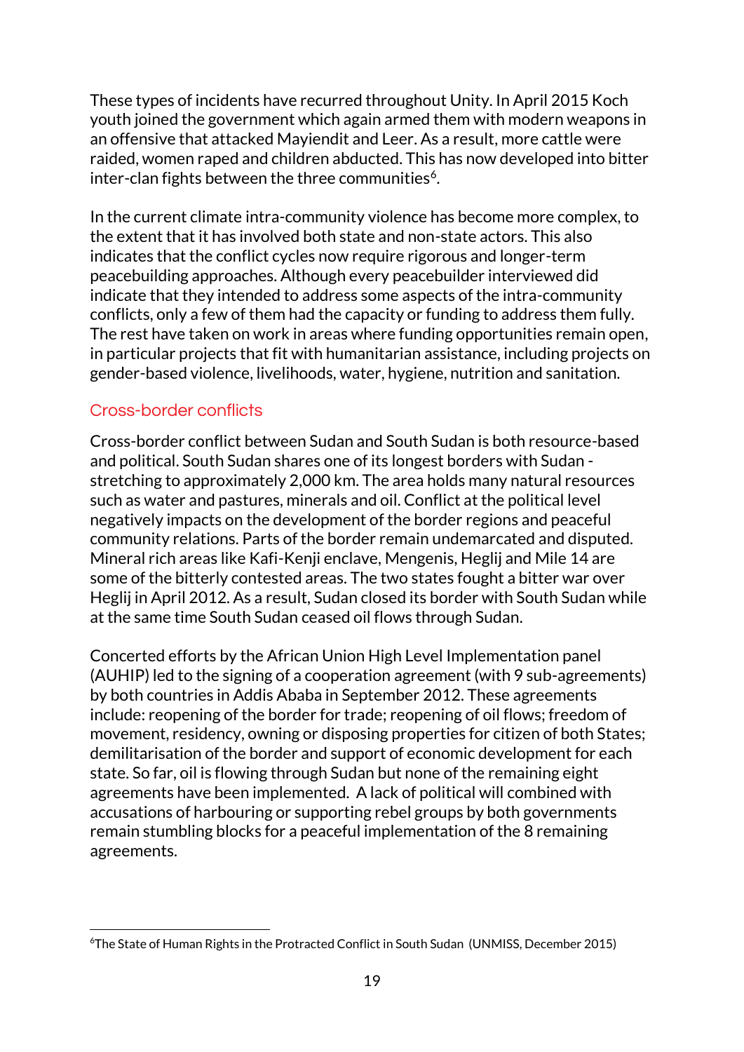These types of incidents have recurred throughout Unity. In April 2015 Koch youth joined the government which again armed them with modern weapons in an offensive that attacked Mayiendit and Leer. As a result, more cattle were raided, women raped and children abducted. This has now developed into bitter inter-clan fights between the three communities[6].

In the current climate intra-community violence has become more complex, to the extent that it has involved both state and non-state actors. This also indicates that the conflict cycles now require rigorous and longer-term peacebuilding approaches. Although every peacebuilder interviewed did indicate that they intended to address some aspects of the intra-community conflicts, only a few of them had the capacity or funding to address them fully. The rest have taken on work in areas where funding opportunities remain open, in particular projects that fit with humanitarian assistance, including projects on gender-based violence, livelihoods, water, hygiene, nutrition and sanitation.

## Cross-border conflicts

Cross-border conflict between Sudan and South Sudan is both resource-based and political. South Sudan shares one of its longest borders with Sudan - stretching to approximately 2,000 km. The area holds many natural resources such as water and pastures, minerals and oil. Conflict at the political level negatively impacts on the development of the border regions and peaceful community relations. Parts of the border remain undemarcated and disputed. Mineral rich areas like Kafi-Kenji enclave, Mengenis, Heglij and Mile 14 are some of the bitterly contested areas. The two states fought a bitter war over Heglij in April 2012. As a result, Sudan closed its border with South Sudan while at the same time South Sudan ceased oil flows through Sudan.

Concerted efforts by the African Union High Level Implementation panel (AUHIP) led to the signing of a cooperation agreement (with 9 sub-agreements) by both countries in Addis Ababa in September 2012. These agreements include: reopening of the border for trade; reopening of oil flows; freedom of movement, residency, owning or disposing properties for citizen of both States; demilitarisation of the border and support of economic development for each state. So far, oil is flowing through Sudan but none of the remaining eight agreements have been implemented. A lack of political will combined with accusations of harbouring or supporting rebel groups by both governments remain stumbling blocks for a peaceful implementation of the 8 remaining agreements.

---

[6] The State of Human Rights in the Protracted Conflict in South Sudan (UNMISS, December 2015)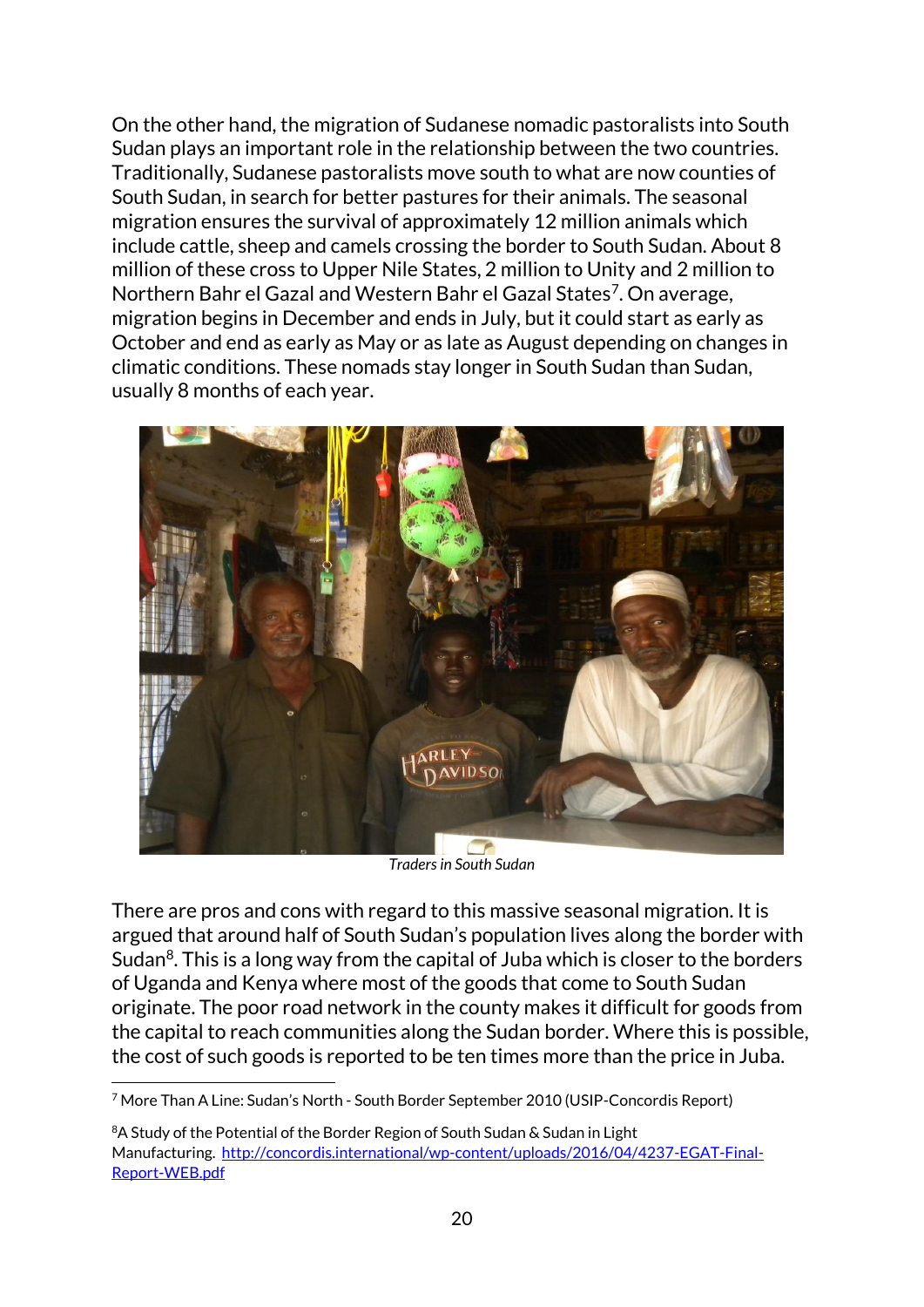On the other hand, the migration of Sudanese nomadic pastoralists into South Sudan plays an important role in the relationship between the two countries. Traditionally, Sudanese pastoralists move south to what are now counties of South Sudan, in search for better pastures for their animals. The seasonal migration ensures the survival of approximately 12 million animals which include cattle, sheep and camels crossing the border to South Sudan. About 8 million of these cross to Upper Nile States, 2 million to Unity and 2 million to Northern Bahr el Gazal and Western Bahr el Gazal States[7]. On average, migration begins in December and ends in July, but it could start as early as October and end as early as May or as late as August depending on changes in climatic conditions. These nomads stay longer in South Sudan than Sudan, usually 8 months of each year.

*Traders in South Sudan*

There are pros and cons with regard to this massive seasonal migration. It is argued that around half of South Sudan's population lives along the border with Sudan[8]. This is a long way from the capital of Juba which is closer to the borders of Uganda and Kenya where most of the goods that come to South Sudan originate. The poor road network in the county makes it difficult for goods from the capital to reach communities along the Sudan border. Where this is possible, the cost of such goods is reported to be ten times more than the price in Juba.

---

[7] More Than A Line: Sudan's North - South Border September 2010 (USIP-Concordis Report)

[8] A Study of the Potential of the Border Region of South Sudan & Sudan in Light Manufacturing. [http://concordis.international/wp-content/uploads/2016/04/4237-EGAT-Final-Report-WEB.pdf](http://concordis.international/wp-content/uploads/2016/04/4237-EGAT-Final-Report-WEB.pdf)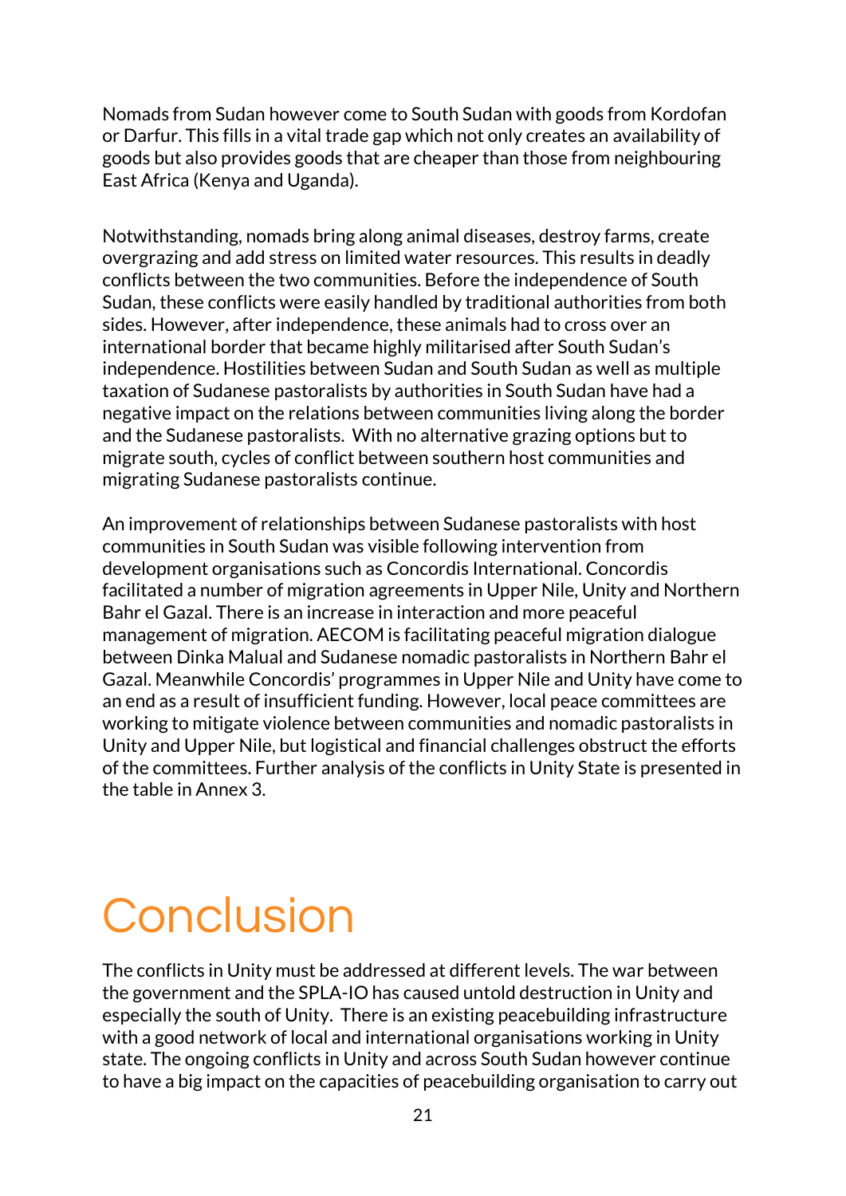Nomads from Sudan however come to South Sudan with goods from Kordofan or Darfur. This fills in a vital trade gap which not only creates an availability of goods but also provides goods that are cheaper than those from neighbouring East Africa (Kenya and Uganda).

Notwithstanding, nomads bring along animal diseases, destroy farms, create overgrazing and add stress on limited water resources. This results in deadly conflicts between the two communities. Before the independence of South Sudan, these conflicts were easily handled by traditional authorities from both sides. However, after independence, these animals had to cross over an international border that became highly militarised after South Sudan's independence. Hostilities between Sudan and South Sudan as well as multiple taxation of Sudanese pastoralists by authorities in South Sudan have had a negative impact on the relations between communities living along the border and the Sudanese pastoralists. With no alternative grazing options but to migrate south, cycles of conflict between southern host communities and migrating Sudanese pastoralists continue.

An improvement of relationships between Sudanese pastoralists with host communities in South Sudan was visible following intervention from development organisations such as Concordis International. Concordis facilitated a number of migration agreements in Upper Nile, Unity and Northern Bahr el Gazal. There is an increase in interaction and more peaceful management of migration. AECOM is facilitating peaceful migration dialogue between Dinka Malual and Sudanese nomadic pastoralists in Northern Bahr el Gazal. Meanwhile Concordis' programmes in Upper Nile and Unity have come to an end as a result of insufficient funding. However, local peace committees are working to mitigate violence between communities and nomadic pastoralists in Unity and Upper Nile, but logistical and financial challenges obstruct the efforts of the committees. Further analysis of the conflicts in Unity State is presented in the table in Annex 3.

# Conclusion

The conflicts in Unity must be addressed at different levels. The war between the government and the SPLA-IO has caused untold destruction in Unity and especially the south of Unity. There is an existing peacebuilding infrastructure with a good network of local and international organisations working in Unity state. The ongoing conflicts in Unity and across South Sudan however continue to have a big impact on the capacities of peacebuilding organisation to carry out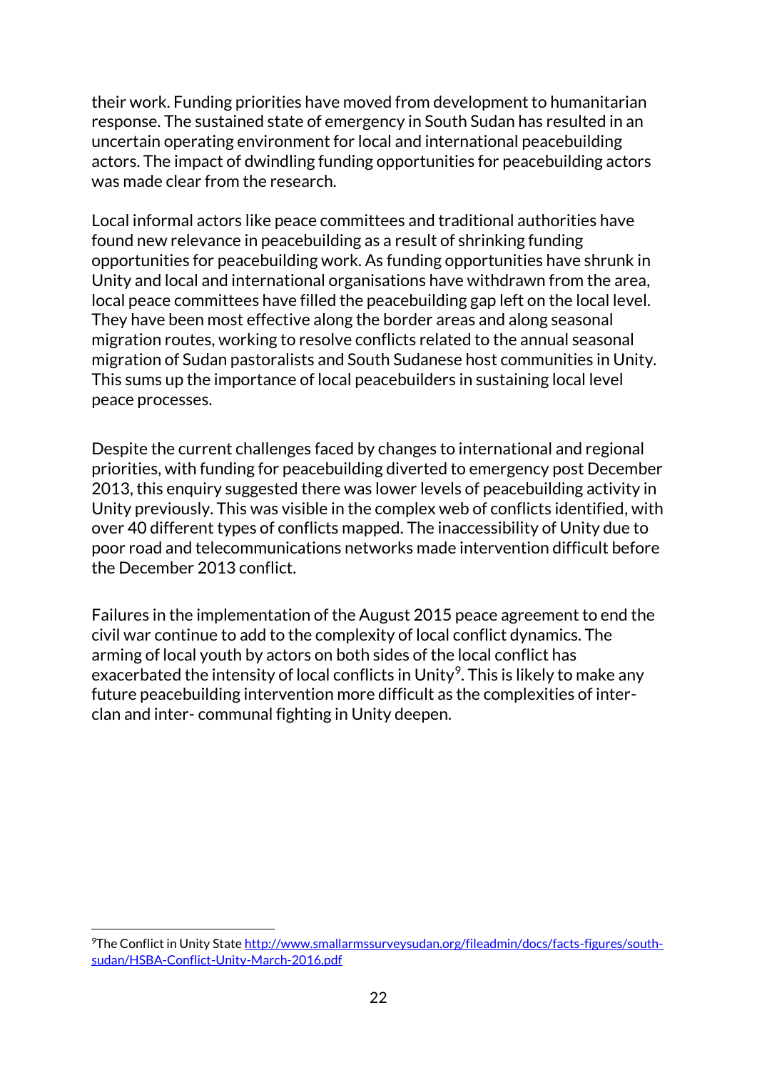their work. Funding priorities have moved from development to humanitarian response. The sustained state of emergency in South Sudan has resulted in an uncertain operating environment for local and international peacebuilding actors. The impact of dwindling funding opportunities for peacebuilding actors was made clear from the research.

Local informal actors like peace committees and traditional authorities have found new relevance in peacebuilding as a result of shrinking funding opportunities for peacebuilding work. As funding opportunities have shrunk in Unity and local and international organisations have withdrawn from the area, local peace committees have filled the peacebuilding gap left on the local level. They have been most effective along the border areas and along seasonal migration routes, working to resolve conflicts related to the annual seasonal migration of Sudan pastoralists and South Sudanese host communities in Unity. This sums up the importance of local peacebuilders in sustaining local level peace processes.

Despite the current challenges faced by changes to international and regional priorities, with funding for peacebuilding diverted to emergency post December 2013, this enquiry suggested there was lower levels of peacebuilding activity in Unity previously. This was visible in the complex web of conflicts identified, with over 40 different types of conflicts mapped. The inaccessibility of Unity due to poor road and telecommunications networks made intervention difficult before the December 2013 conflict.

Failures in the implementation of the August 2015 peace agreement to end the civil war continue to add to the complexity of local conflict dynamics. The arming of local youth by actors on both sides of the local conflict has exacerbated the intensity of local conflicts in Unity[9]. This is likely to make any future peacebuilding intervention more difficult as the complexities of inter-clan and inter- communal fighting in Unity deepen.

[9] The Conflict in Unity State http://www.smallarmssurveysudan.org/fileadmin/docs/facts-figures/south-sudan/HSBA-Conflict-Unity-March-2016.pdf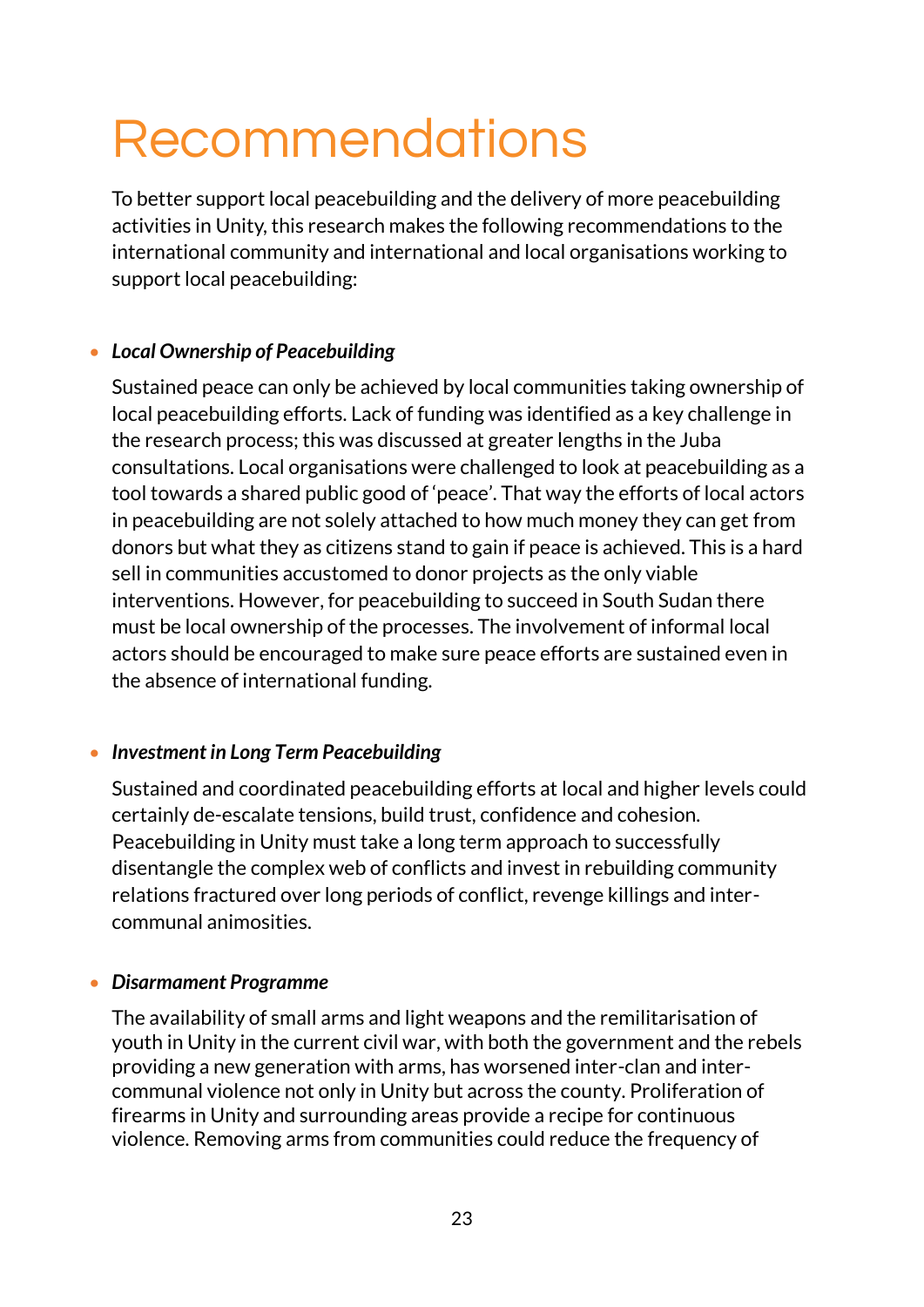# Recommendations

To better support local peacebuilding and the delivery of more peacebuilding activities in Unity, this research makes the following recommendations to the international community and international and local organisations working to support local peacebuilding:

- ***Local Ownership of Peacebuilding***

  Sustained peace can only be achieved by local communities taking ownership of local peacebuilding efforts. Lack of funding was identified as a key challenge in the research process; this was discussed at greater lengths in the Juba consultations. Local organisations were challenged to look at peacebuilding as a tool towards a shared public good of 'peace'. That way the efforts of local actors in peacebuilding are not solely attached to how much money they can get from donors but what they as citizens stand to gain if peace is achieved. This is a hard sell in communities accustomed to donor projects as the only viable interventions. However, for peacebuilding to succeed in South Sudan there must be local ownership of the processes. The involvement of informal local actors should be encouraged to make sure peace efforts are sustained even in the absence of international funding.

- ***Investment in Long Term Peacebuilding***

  Sustained and coordinated peacebuilding efforts at local and higher levels could certainly de-escalate tensions, build trust, confidence and cohesion. Peacebuilding in Unity must take a long term approach to successfully disentangle the complex web of conflicts and invest in rebuilding community relations fractured over long periods of conflict, revenge killings and inter-communal animosities.

- ***Disarmament Programme***

  The availability of small arms and light weapons and the remilitarisation of youth in Unity in the current civil war, with both the government and the rebels providing a new generation with arms, has worsened inter-clan and inter-communal violence not only in Unity but across the county. Proliferation of firearms in Unity and surrounding areas provide a recipe for continuous violence. Removing arms from communities could reduce the frequency of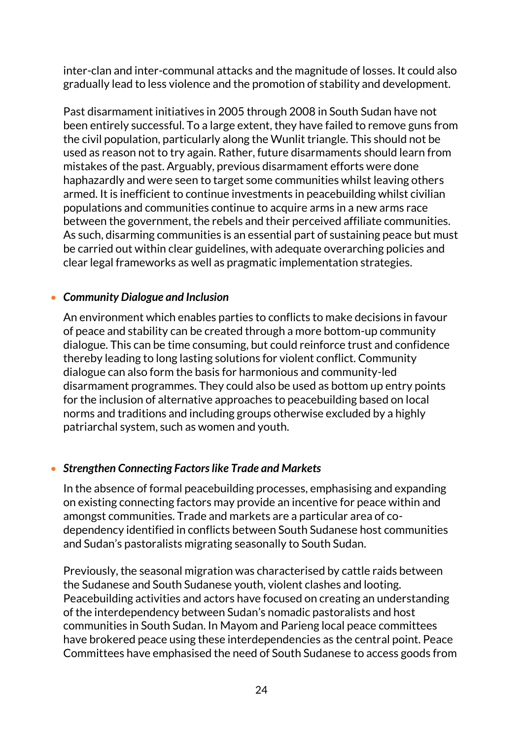inter-clan and inter-communal attacks and the magnitude of losses. It could also gradually lead to less violence and the promotion of stability and development.

Past disarmament initiatives in 2005 through 2008 in South Sudan have not been entirely successful. To a large extent, they have failed to remove guns from the civil population, particularly along the Wunlit triangle. This should not be used as reason not to try again. Rather, future disarmaments should learn from mistakes of the past. Arguably, previous disarmament efforts were done haphazardly and were seen to target some communities whilst leaving others armed. It is inefficient to continue investments in peacebuilding whilst civilian populations and communities continue to acquire arms in a new arms race between the government, the rebels and their perceived affiliate communities. As such, disarming communities is an essential part of sustaining peace but must be carried out within clear guidelines, with adequate overarching policies and clear legal frameworks as well as pragmatic implementation strategies.

- ***Community Dialogue and Inclusion***

  An environment which enables parties to conflicts to make decisions in favour of peace and stability can be created through a more bottom-up community dialogue. This can be time consuming, but could reinforce trust and confidence thereby leading to long lasting solutions for violent conflict. Community dialogue can also form the basis for harmonious and community-led disarmament programmes. They could also be used as bottom up entry points for the inclusion of alternative approaches to peacebuilding based on local norms and traditions and including groups otherwise excluded by a highly patriarchal system, such as women and youth.

- ***Strengthen Connecting Factors like Trade and Markets***

  In the absence of formal peacebuilding processes, emphasising and expanding on existing connecting factors may provide an incentive for peace within and amongst communities. Trade and markets are a particular area of co-dependency identified in conflicts between South Sudanese host communities and Sudan's pastoralists migrating seasonally to South Sudan.

  Previously, the seasonal migration was characterised by cattle raids between the Sudanese and South Sudanese youth, violent clashes and looting. Peacebuilding activities and actors have focused on creating an understanding of the interdependency between Sudan's nomadic pastoralists and host communities in South Sudan. In Mayom and Parieng local peace committees have brokered peace using these interdependencies as the central point. Peace Committees have emphasised the need of South Sudanese to access goods from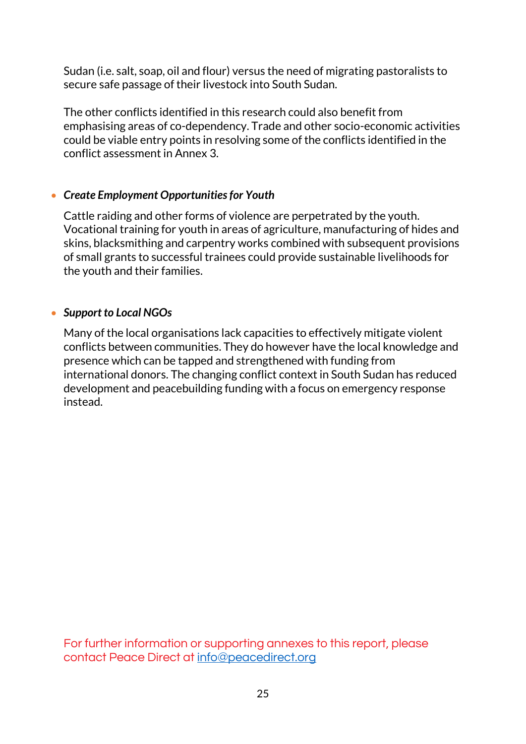Sudan (i.e. salt, soap, oil and flour) versus the need of migrating pastoralists to secure safe passage of their livestock into South Sudan.

The other conflicts identified in this research could also benefit from emphasising areas of co-dependency. Trade and other socio-economic activities could be viable entry points in resolving some of the conflicts identified in the conflict assessment in Annex 3.

- ***Create Employment Opportunities for Youth***

  Cattle raiding and other forms of violence are perpetrated by the youth. Vocational training for youth in areas of agriculture, manufacturing of hides and skins, blacksmithing and carpentry works combined with subsequent provisions of small grants to successful trainees could provide sustainable livelihoods for the youth and their families.

- ***Support to Local NGOs***

  Many of the local organisations lack capacities to effectively mitigate violent conflicts between communities. They do however have the local knowledge and presence which can be tapped and strengthened with funding from international donors. The changing conflict context in South Sudan has reduced development and peacebuilding funding with a focus on emergency response instead.

For further information or supporting annexes to this report, please contact Peace Direct at [info@peacedirect.org](mailto:info@peacedirect.org)